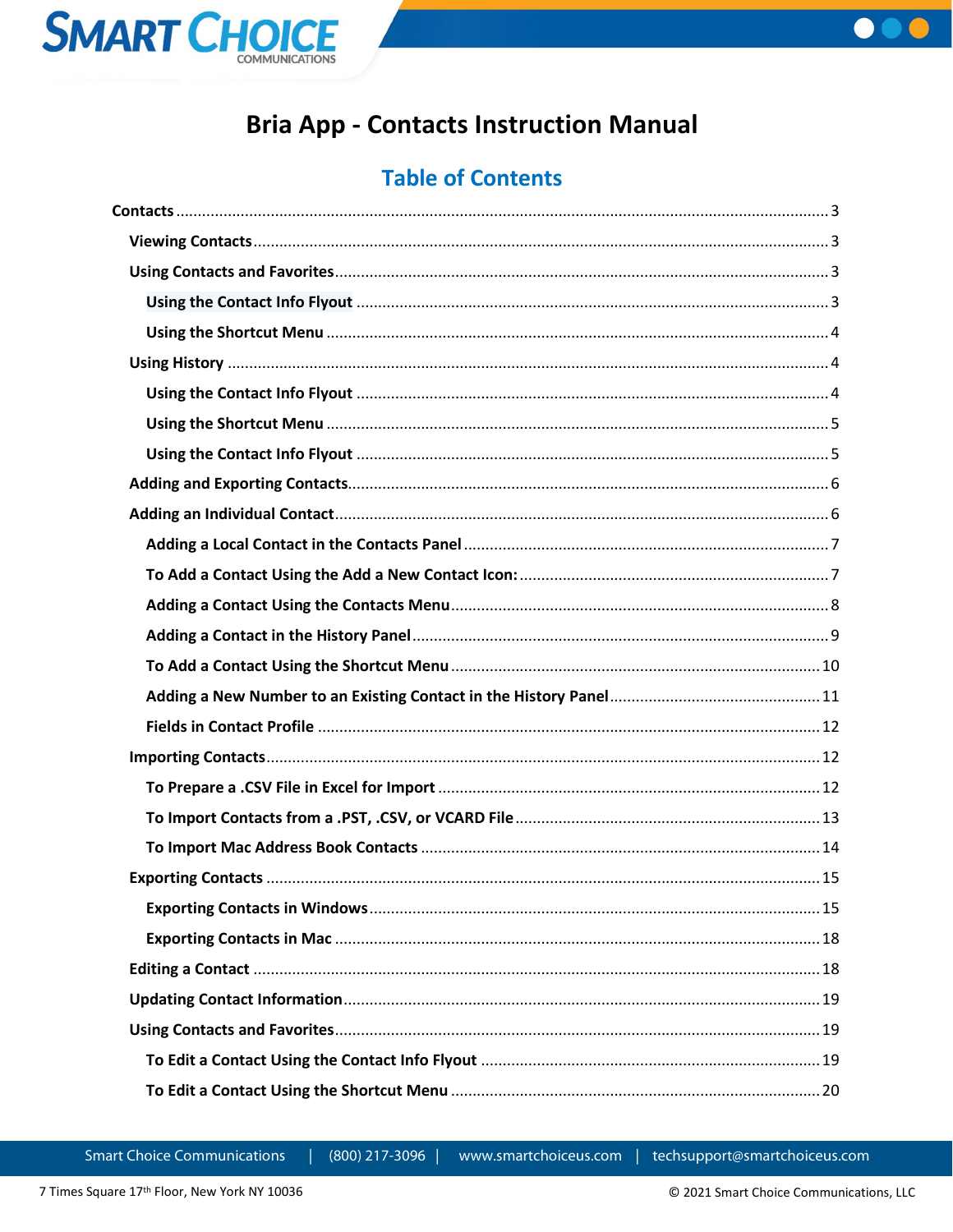# Bria App - Contacts Instruction Manual

## Table of Contents

- Contacts ........ 3
  - Viewing Contacts ........ 3
  - Using Contacts and Favorites ........ 3
    - Using the Contact Info Flyout ........ 3
    - Using the Shortcut Menu ........ 4
  - Using History ........ 4
    - Using the Contact Info Flyout ........ 4
    - Using the Shortcut Menu ........ 5
    - Using the Contact Info Flyout ........ 5
  - Adding and Exporting Contacts ........ 6
  - Adding an Individual Contact ........ 6
    - Adding a Local Contact in the Contacts Panel ........ 7
    - To Add a Contact Using the Add a New Contact Icon: ........ 7
    - Adding a Contact Using the Contacts Menu ........ 8
    - Adding a Contact in the History Panel ........ 9
    - To Add a Contact Using the Shortcut Menu ........ 10
    - Adding a New Number to an Existing Contact in the History Panel ........ 11
    - Fields in Contact Profile ........ 12
  - Importing Contacts ........ 12
    - To Prepare a .CSV File in Excel for Import ........ 12
    - To Import Contacts from a .PST, .CSV, or VCARD File ........ 13
    - To Import Mac Address Book Contacts ........ 14
  - Exporting Contacts ........ 15
    - Exporting Contacts in Windows ........ 15
    - Exporting Contacts in Mac ........ 18
  - Editing a Contact ........ 18
  - Updating Contact Information ........ 19
  - Using Contacts and Favorites ........ 19
    - To Edit a Contact Using the Contact Info Flyout ........ 19
    - To Edit a Contact Using the Shortcut Menu ........ 20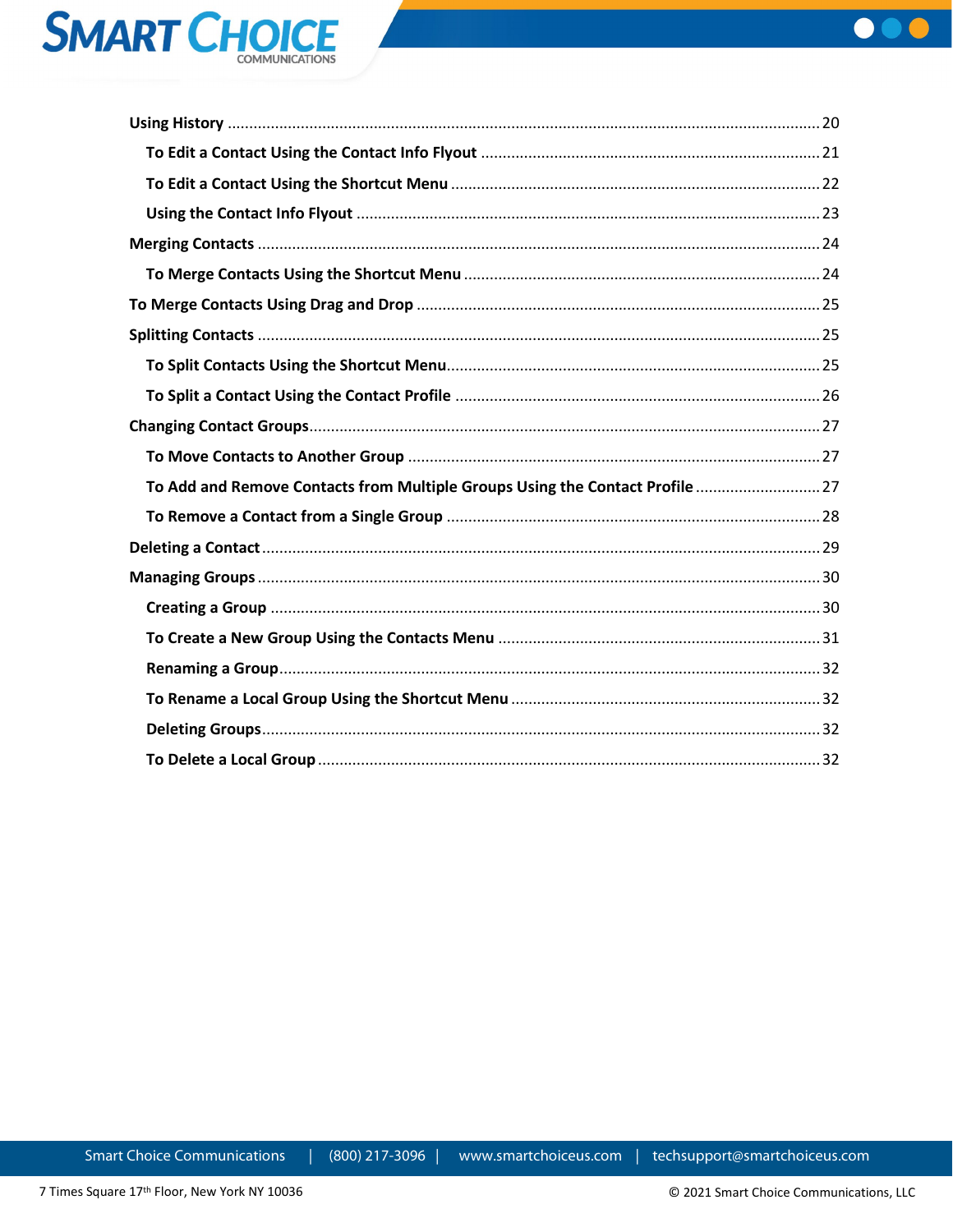- **Using History** ........ 20
  - **To Edit a Contact Using the Contact Info Flyout** ........ 21
  - **To Edit a Contact Using the Shortcut Menu** ........ 22
  - **Using the Contact Info Flyout** ........ 23
- **Merging Contacts** ........ 24
  - **To Merge Contacts Using the Shortcut Menu** ........ 24
- **To Merge Contacts Using Drag and Drop** ........ 25
- **Splitting Contacts** ........ 25
  - **To Split Contacts Using the Shortcut Menu** ........ 25
  - **To Split a Contact Using the Contact Profile** ........ 26
- **Changing Contact Groups** ........ 27
  - **To Move Contacts to Another Group** ........ 27
  - **To Add and Remove Contacts from Multiple Groups Using the Contact Profile** ........ 27
  - **To Remove a Contact from a Single Group** ........ 28
- **Deleting a Contact** ........ 29
- **Managing Groups** ........ 30
  - **Creating a Group** ........ 30
  - **To Create a New Group Using the Contacts Menu** ........ 31
  - **Renaming a Group** ........ 32
  - **To Rename a Local Group Using the Shortcut Menu** ........ 32
  - **Deleting Groups** ........ 32
  - **To Delete a Local Group** ........ 32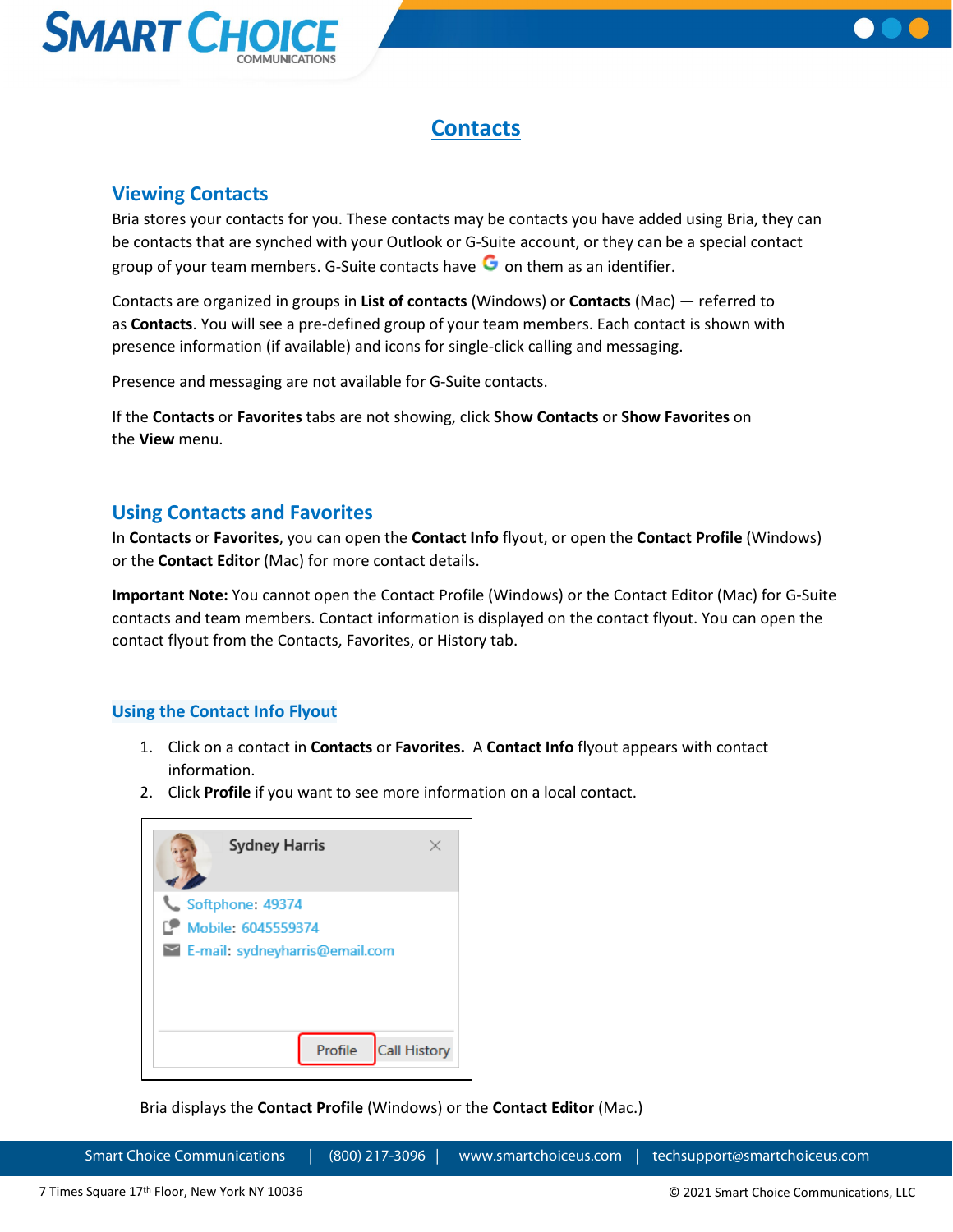# Contacts

## Viewing Contacts

Bria stores your contacts for you. These contacts may be contacts you have added using Bria, they can be contacts that are synched with your Outlook or G-Suite account, or they can be a special contact group of your team members. G-Suite contacts have G on them as an identifier.

Contacts are organized in groups in **List of contacts** (Windows) or **Contacts** (Mac) — referred to as **Contacts**. You will see a pre-defined group of your team members. Each contact is shown with presence information (if available) and icons for single-click calling and messaging.

Presence and messaging are not available for G-Suite contacts.

If the **Contacts** or **Favorites** tabs are not showing, click **Show Contacts** or **Show Favorites** on the **View** menu.

## Using Contacts and Favorites

In **Contacts** or **Favorites**, you can open the **Contact Info** flyout, or open the **Contact Profile** (Windows) or the **Contact Editor** (Mac) for more contact details.

**Important Note:** You cannot open the Contact Profile (Windows) or the Contact Editor (Mac) for G-Suite contacts and team members. Contact information is displayed on the contact flyout. You can open the contact flyout from the Contacts, Favorites, or History tab.

### Using the Contact Info Flyout

1. Click on a contact in **Contacts** or **Favorites.** A **Contact Info** flyout appears with contact information.
2. Click **Profile** if you want to see more information on a local contact.

Sydney Harris
Softphone: 49374
Mobile: 6045559374
E-mail: sydneyharris@email.com
Profile | Call History

Bria displays the **Contact Profile** (Windows) or the **Contact Editor** (Mac.)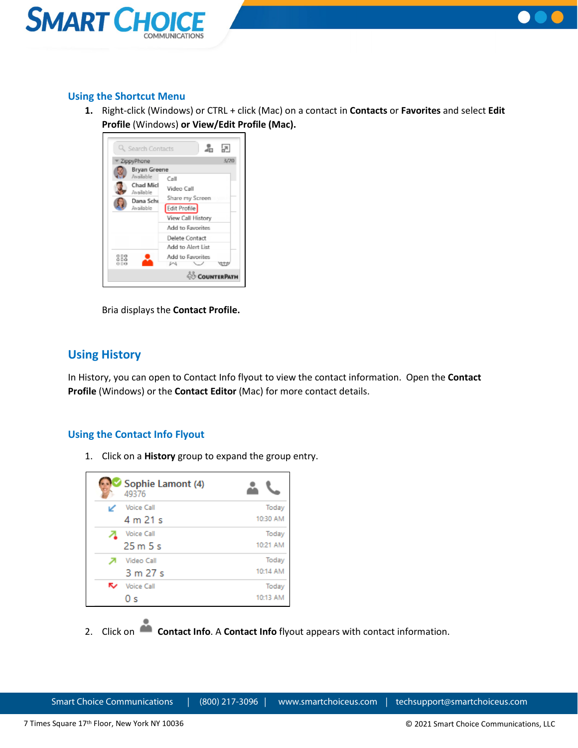### Using the Shortcut Menu

1. Right-click (Windows) or CTRL + click (Mac) on a contact in **Contacts** or **Favorites** and select **Edit Profile** (Windows) **or View/Edit Profile (Mac).**

   Bria displays the **Contact Profile.**

## Using History

In History, you can open to Contact Info flyout to view the contact information. Open the **Contact Profile** (Windows) or the **Contact Editor** (Mac) for more contact details.

### Using the Contact Info Flyout

1. Click on a **History** group to expand the group entry.

2. Click on **Contact Info**. A **Contact Info** flyout appears with contact information.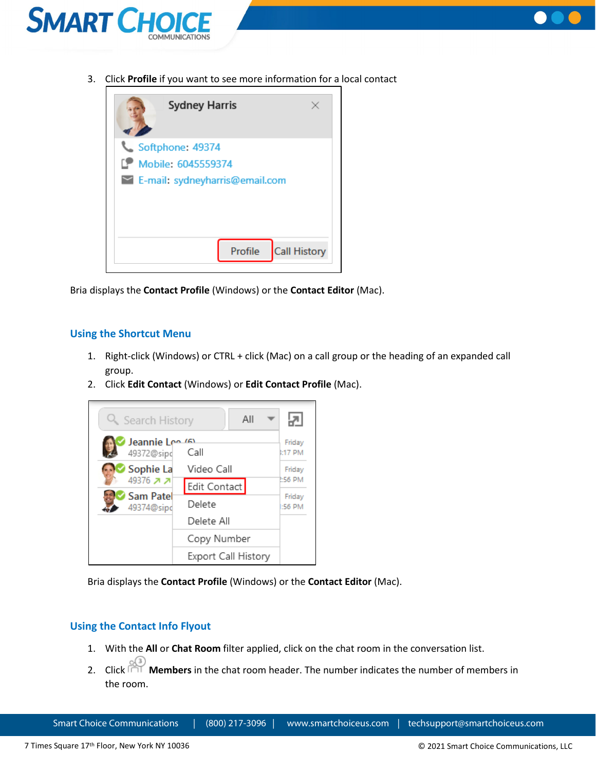3. Click **Profile** if you want to see more information for a local contact

Bria displays the **Contact Profile** (Windows) or the **Contact Editor** (Mac).

## Using the Shortcut Menu

1. Right-click (Windows) or CTRL + click (Mac) on a call group or the heading of an expanded call group.
2. Click **Edit Contact** (Windows) or **Edit Contact Profile** (Mac).

Bria displays the **Contact Profile** (Windows) or the **Contact Editor** (Mac).

## Using the Contact Info Flyout

1. With the **All** or **Chat Room** filter applied, click on the chat room in the conversation list.
2. Click **Members** in the chat room header. The number indicates the number of members in the room.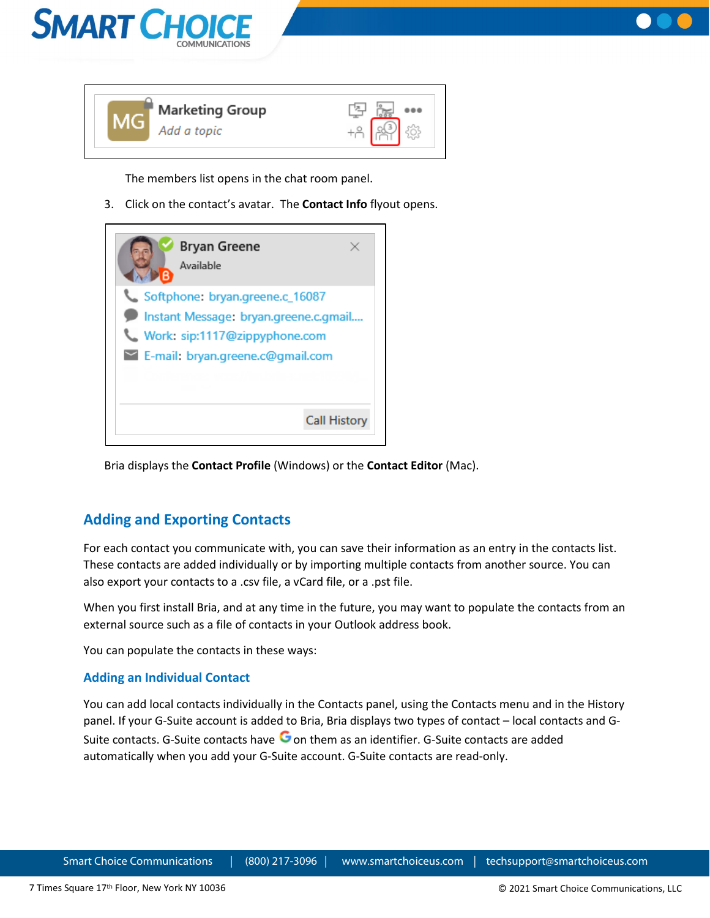The members list opens in the chat room panel.

3. Click on the contact's avatar. The **Contact Info** flyout opens.

Bria displays the **Contact Profile** (Windows) or the **Contact Editor** (Mac).

## Adding and Exporting Contacts

For each contact you communicate with, you can save their information as an entry in the contacts list. These contacts are added individually or by importing multiple contacts from another source. You can also export your contacts to a .csv file, a vCard file, or a .pst file.

When you first install Bria, and at any time in the future, you may want to populate the contacts from an external source such as a file of contacts in your Outlook address book.

You can populate the contacts in these ways:

### Adding an Individual Contact

You can add local contacts individually in the Contacts panel, using the Contacts menu and in the History panel. If your G-Suite account is added to Bria, Bria displays two types of contact – local contacts and G-Suite contacts. G-Suite contacts have on them as an identifier. G-Suite contacts are added automatically when you add your G-Suite account. G-Suite contacts are read-only.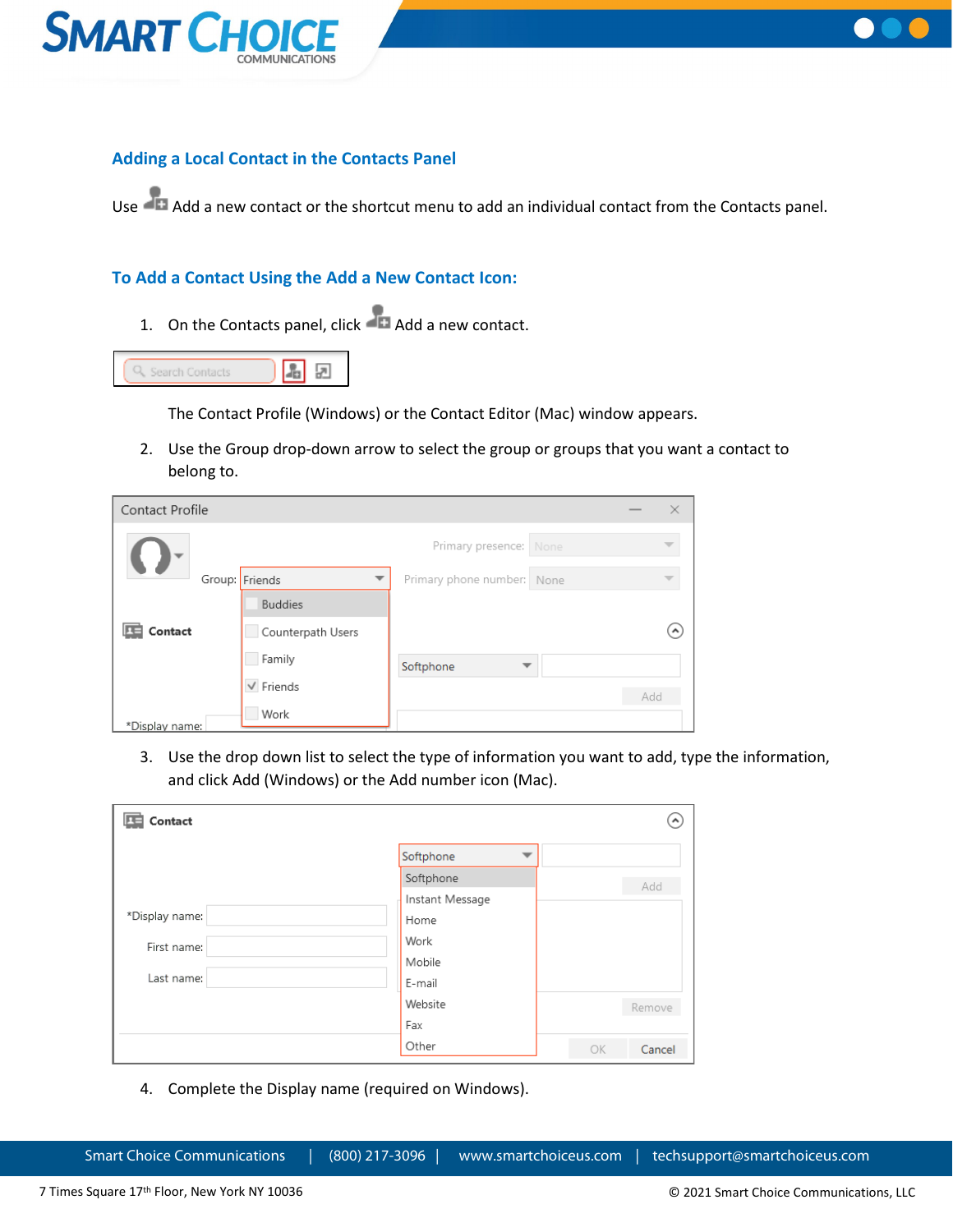## Adding a Local Contact in the Contacts Panel

Use Add a new contact or the shortcut menu to add an individual contact from the Contacts panel.

### To Add a Contact Using the Add a New Contact Icon:

1. On the Contacts panel, click Add a new contact.

   The Contact Profile (Windows) or the Contact Editor (Mac) window appears.

2. Use the Group drop-down arrow to select the group or groups that you want a contact to belong to.

3. Use the drop down list to select the type of information you want to add, type the information, and click Add (Windows) or the Add number icon (Mac).

4. Complete the Display name (required on Windows).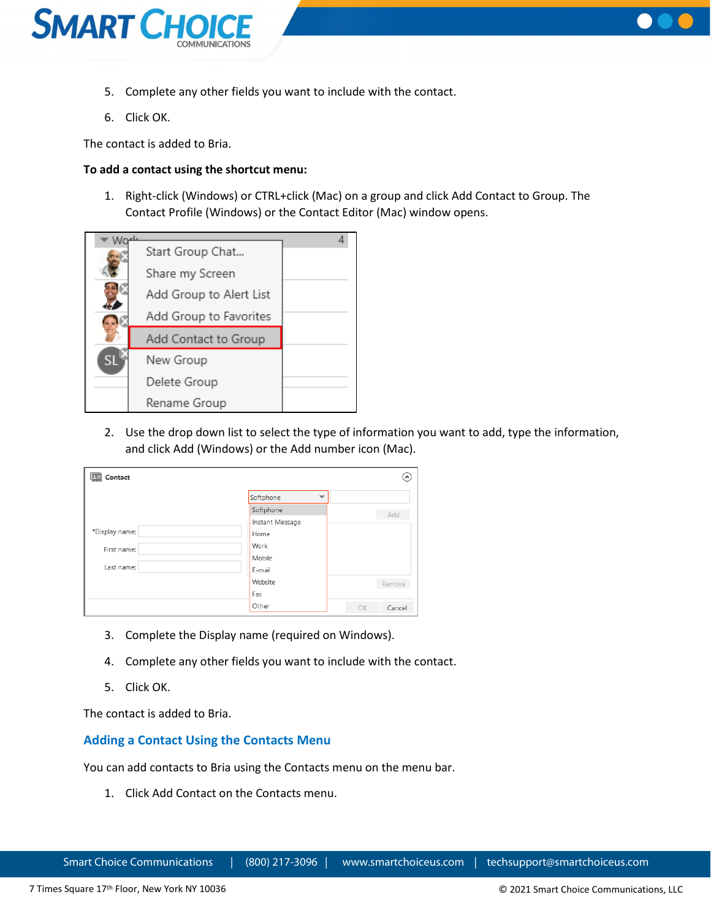5. Complete any other fields you want to include with the contact.
6. Click OK.

The contact is added to Bria.

**To add a contact using the shortcut menu:**

1. Right-click (Windows) or CTRL+click (Mac) on a group and click Add Contact to Group. The Contact Profile (Windows) or the Contact Editor (Mac) window opens.

2. Use the drop down list to select the type of information you want to add, type the information, and click Add (Windows) or the Add number icon (Mac).

3. Complete the Display name (required on Windows).
4. Complete any other fields you want to include with the contact.
5. Click OK.

The contact is added to Bria.

## Adding a Contact Using the Contacts Menu

You can add contacts to Bria using the Contacts menu on the menu bar.

1. Click Add Contact on the Contacts menu.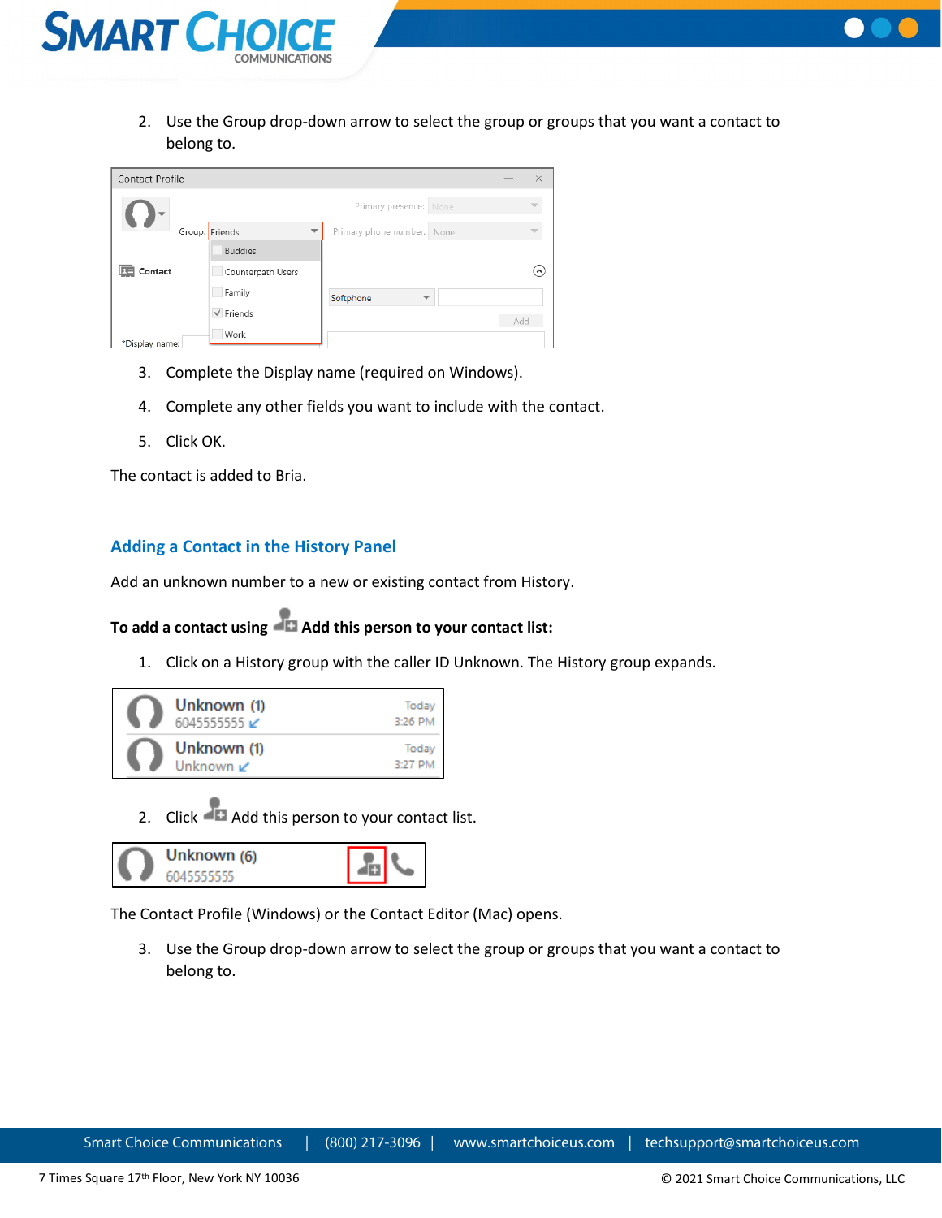2. Use the Group drop-down arrow to select the group or groups that you want a contact to belong to.

3. Complete the Display name (required on Windows).
4. Complete any other fields you want to include with the contact.
5. Click OK.

The contact is added to Bria.

## Adding a Contact in the History Panel

Add an unknown number to a new or existing contact from History.

**To add a contact using Add this person to your contact list:**

1. Click on a History group with the caller ID Unknown. The History group expands.

2. Click Add this person to your contact list.

The Contact Profile (Windows) or the Contact Editor (Mac) opens.

3. Use the Group drop-down arrow to select the group or groups that you want a contact to belong to.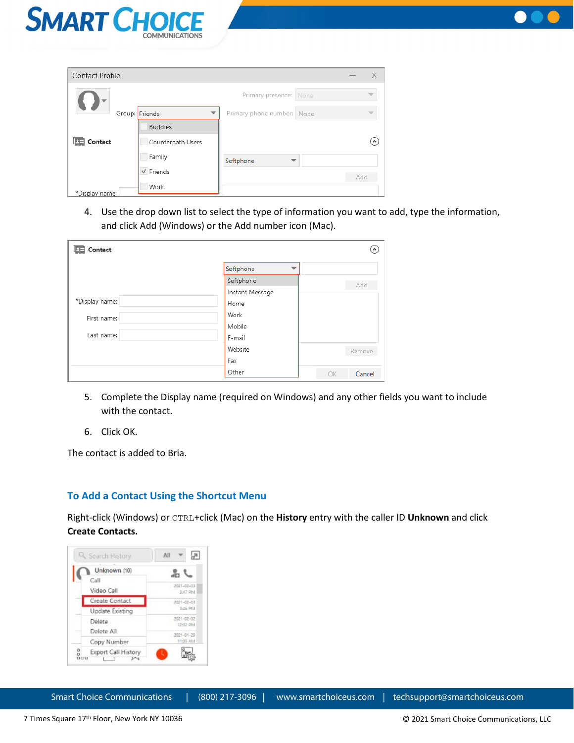4. Use the drop down list to select the type of information you want to add, type the information, and click Add (Windows) or the Add number icon (Mac).

5. Complete the Display name (required on Windows) and any other fields you want to include with the contact.

6. Click OK.

The contact is added to Bria.

## To Add a Contact Using the Shortcut Menu

Right-click (Windows) or CTRL+click (Mac) on the **History** entry with the caller ID **Unknown** and click **Create Contacts.**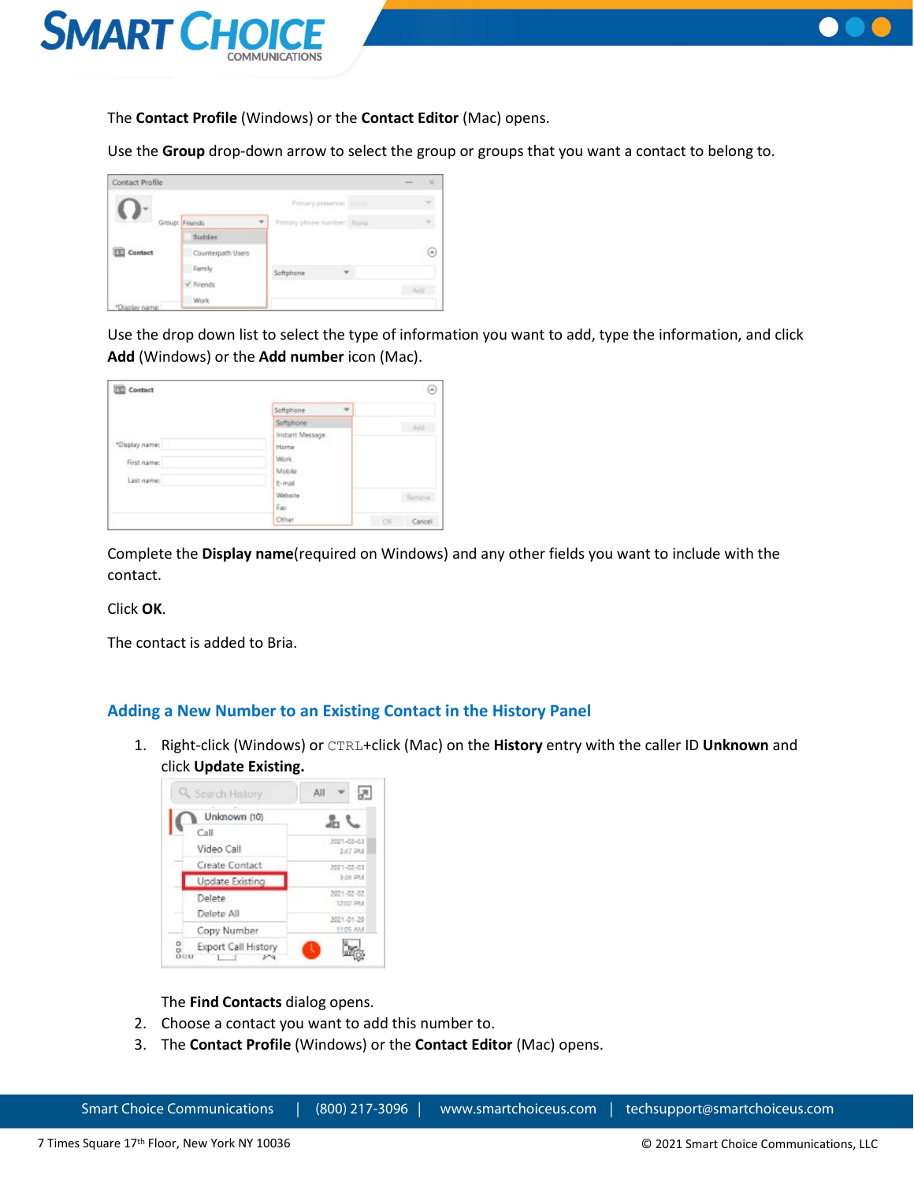The **Contact Profile** (Windows) or the **Contact Editor** (Mac) opens.

Use the **Group** drop-down arrow to select the group or groups that you want a contact to belong to.

Use the drop down list to select the type of information you want to add, type the information, and click **Add** (Windows) or the **Add number** icon (Mac).

Complete the **Display name**(required on Windows) and any other fields you want to include with the contact.

Click **OK**.

The contact is added to Bria.

## Adding a New Number to an Existing Contact in the History Panel

1. Right-click (Windows) or `CTRL`+click (Mac) on the **History** entry with the caller ID **Unknown** and click **Update Existing.**

   The **Find Contacts** dialog opens.
2. Choose a contact you want to add this number to.
3. The **Contact Profile** (Windows) or the **Contact Editor** (Mac) opens.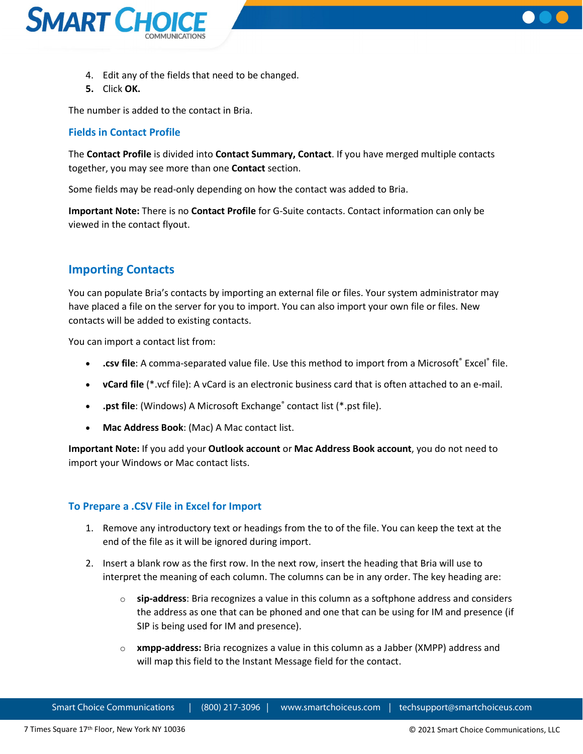4. Edit any of the fields that need to be changed.
5. Click **OK.**

The number is added to the contact in Bria.

### Fields in Contact Profile

The **Contact Profile** is divided into **Contact Summary, Contact**. If you have merged multiple contacts together, you may see more than one **Contact** section.

Some fields may be read-only depending on how the contact was added to Bria.

**Important Note:** There is no **Contact Profile** for G-Suite contacts. Contact information can only be viewed in the contact flyout.

## Importing Contacts

You can populate Bria's contacts by importing an external file or files. Your system administrator may have placed a file on the server for you to import. You can also import your own file or files. New contacts will be added to existing contacts.

You can import a contact list from:

- **.csv file**: A comma-separated value file. Use this method to import from a Microsoft® Excel® file.
- **vCard file** (*.vcf file): A vCard is an electronic business card that is often attached to an e-mail.
- **.pst file**: (Windows) A Microsoft Exchange® contact list (*.pst file).
- **Mac Address Book**: (Mac) A Mac contact list.

**Important Note:** If you add your **Outlook account** or **Mac Address Book account**, you do not need to import your Windows or Mac contact lists.

### To Prepare a .CSV File in Excel for Import

1. Remove any introductory text or headings from the to of the file. You can keep the text at the end of the file as it will be ignored during import.
2. Insert a blank row as the first row. In the next row, insert the heading that Bria will use to interpret the meaning of each column. The columns can be in any order. The key heading are:
   - **sip-address**: Bria recognizes a value in this column as a softphone address and considers the address as one that can be phoned and one that can be using for IM and presence (if SIP is being used for IM and presence).
   - **xmpp-address:** Bria recognizes a value in this column as a Jabber (XMPP) address and will map this field to the Instant Message field for the contact.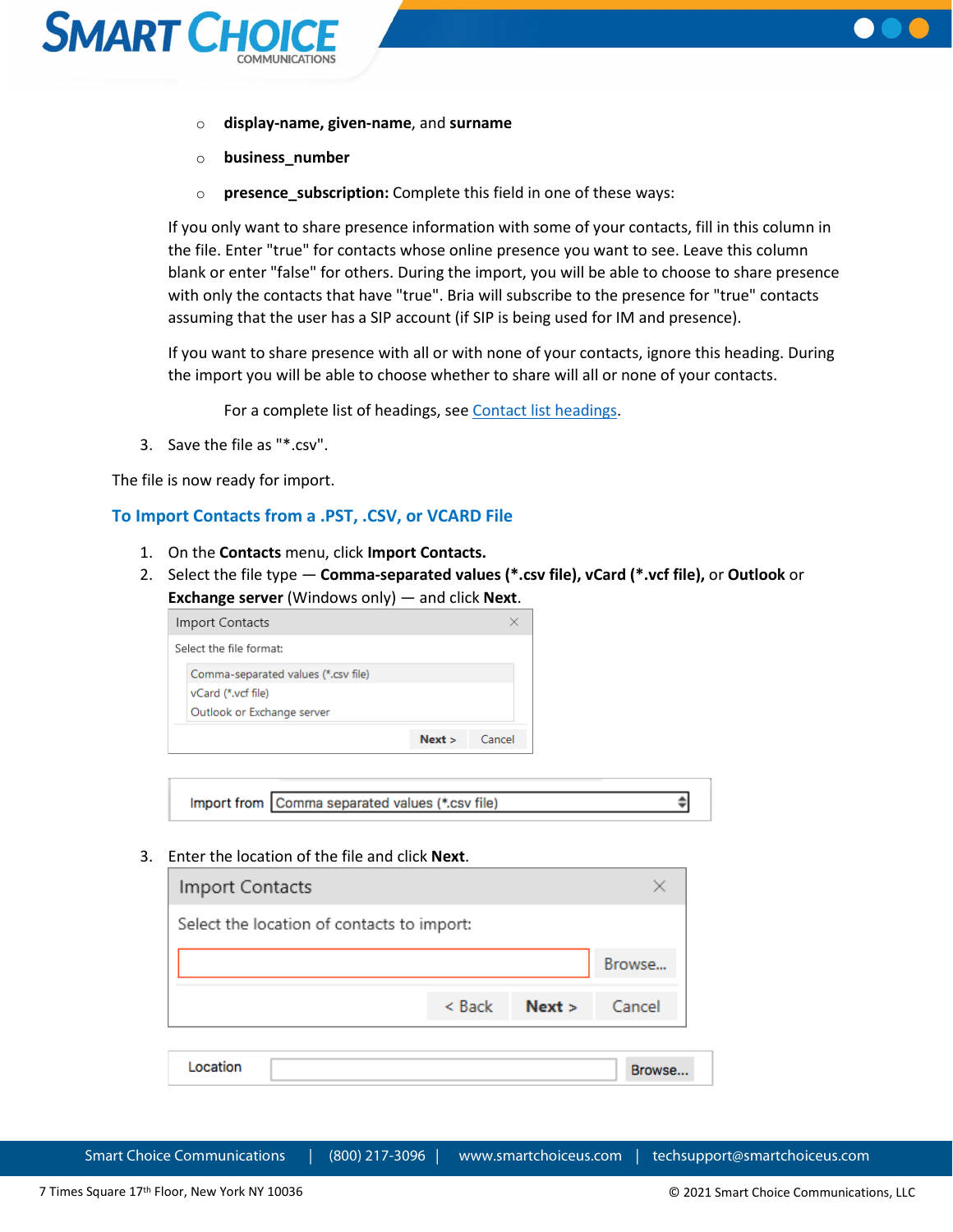- **display-name, given-name**, and **surname**
- **business_number**
- **presence_subscription:** Complete this field in one of these ways:

If you only want to share presence information with some of your contacts, fill in this column in the file. Enter "true" for contacts whose online presence you want to see. Leave this column blank or enter "false" for others. During the import, you will be able to choose to share presence with only the contacts that have "true". Bria will subscribe to the presence for "true" contacts assuming that the user has a SIP account (if SIP is being used for IM and presence).

If you want to share presence with all or with none of your contacts, ignore this heading. During the import you will be able to choose whether to share will all or none of your contacts.

For a complete list of headings, see Contact list headings.

3. Save the file as "*.csv".

The file is now ready for import.

### To Import Contacts from a .PST, .CSV, or VCARD File

1. On the **Contacts** menu, click **Import Contacts.**
2. Select the file type — **Comma-separated values (*.csv file), vCard (*.vcf file),** or **Outlook** or **Exchange server** (Windows only) — and click **Next**.
3. Enter the location of the file and click **Next**.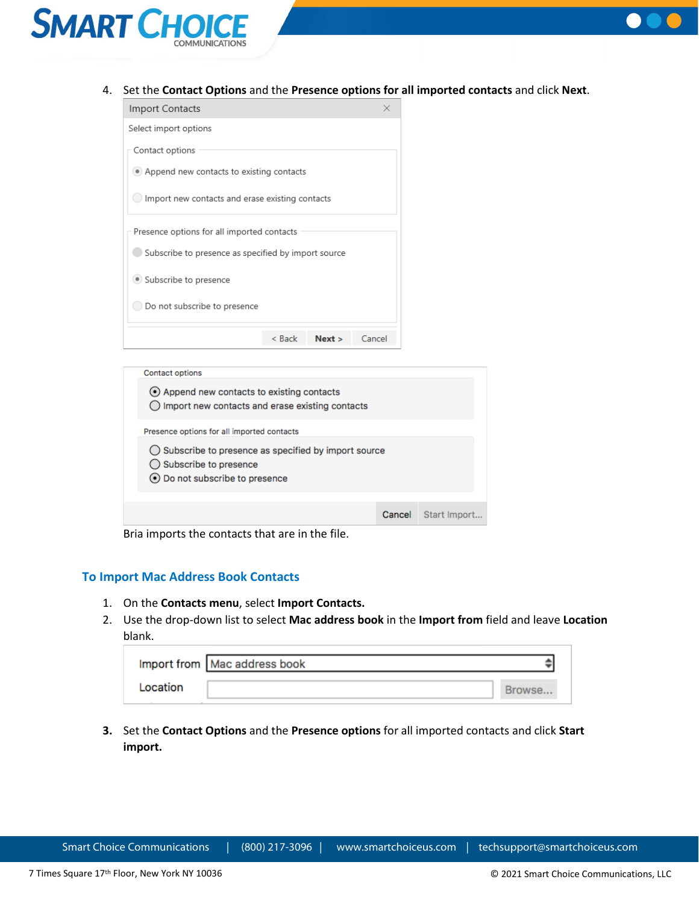4. Set the **Contact Options** and the **Presence options for all imported contacts** and click **Next**.

Bria imports the contacts that are in the file.

### To Import Mac Address Book Contacts

1. On the **Contacts menu**, select **Import Contacts.**
2. Use the drop-down list to select **Mac address book** in the **Import from** field and leave **Location** blank.
3. Set the **Contact Options** and the **Presence options** for all imported contacts and click **Start import.**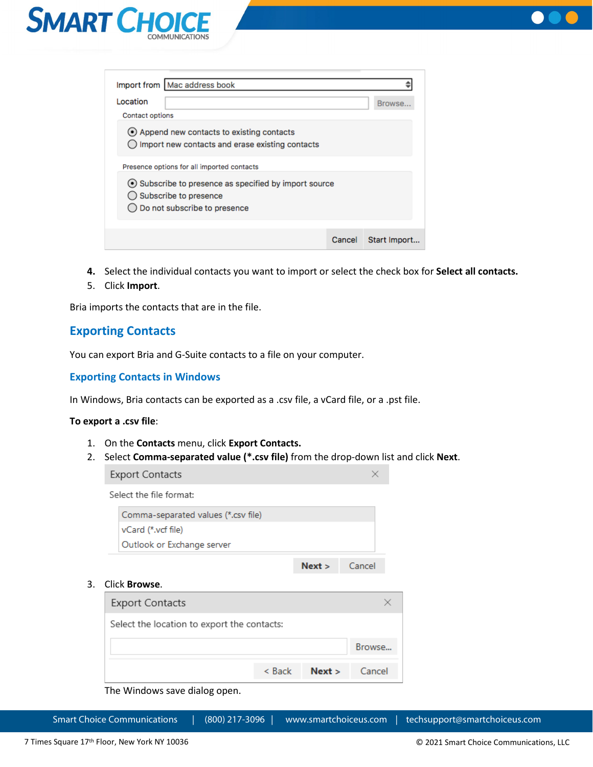Import from: Mac address book

Location: Browse...

Contact options

- Append new contacts to existing contacts
- Import new contacts and erase existing contacts

Presence options for all imported contacts

- Subscribe to presence as specified by import source
- Subscribe to presence
- Do not subscribe to presence

Cancel | Start Import...

4. Select the individual contacts you want to import or select the check box for **Select all contacts.**
5. Click **Import**.

Bria imports the contacts that are in the file.

## Exporting Contacts

You can export Bria and G-Suite contacts to a file on your computer.

### Exporting Contacts in Windows

In Windows, Bria contacts can be exported as a .csv file, a vCard file, or a .pst file.

**To export a .csv file**:

1. On the **Contacts** menu, click **Export Contacts.**
2. Select **Comma-separated value (*.csv file)** from the drop-down list and click **Next**.

   Export Contacts

   Select the file format:

   - Comma-separated values (*.csv file)
   - vCard (*.vcf file)
   - Outlook or Exchange server

   Next > | Cancel

3. Click **Browse**.

   Export Contacts

   Select the location to export the contacts:

   Browse...

   < Back | Next > | Cancel

   The Windows save dialog open.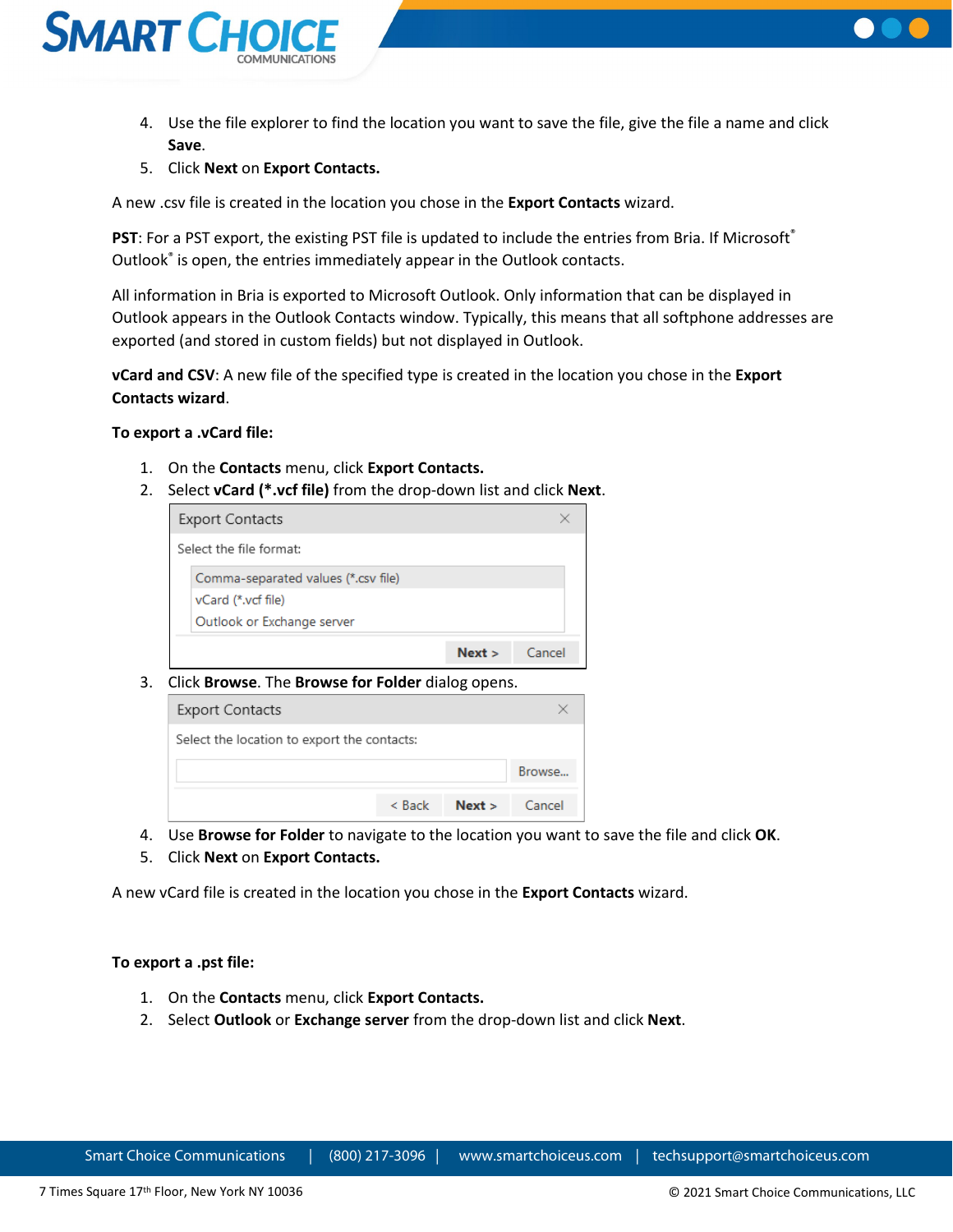4. Use the file explorer to find the location you want to save the file, give the file a name and click **Save**.
5. Click **Next** on **Export Contacts.**

A new .csv file is created in the location you chose in the **Export Contacts** wizard.

**PST**: For a PST export, the existing PST file is updated to include the entries from Bria. If Microsoft® Outlook® is open, the entries immediately appear in the Outlook contacts.

All information in Bria is exported to Microsoft Outlook. Only information that can be displayed in Outlook appears in the Outlook Contacts window. Typically, this means that all softphone addresses are exported (and stored in custom fields) but not displayed in Outlook.

**vCard and CSV**: A new file of the specified type is created in the location you chose in the **Export Contacts wizard**.

**To export a .vCard file:**

1. On the **Contacts** menu, click **Export Contacts.**
2. Select **vCard (*.vcf file)** from the drop-down list and click **Next**.

Export Contacts

Select the file format:

Comma-separated values (*.csv file)
vCard (*.vcf file)
Outlook or Exchange server

Next > Cancel

3. Click **Browse**. The **Browse for Folder** dialog opens.

Export Contacts

Select the location to export the contacts:

Browse...

< Back Next > Cancel

4. Use **Browse for Folder** to navigate to the location you want to save the file and click **OK**.
5. Click **Next** on **Export Contacts.**

A new vCard file is created in the location you chose in the **Export Contacts** wizard.

**To export a .pst file:**

1. On the **Contacts** menu, click **Export Contacts.**
2. Select **Outlook** or **Exchange server** from the drop-down list and click **Next**.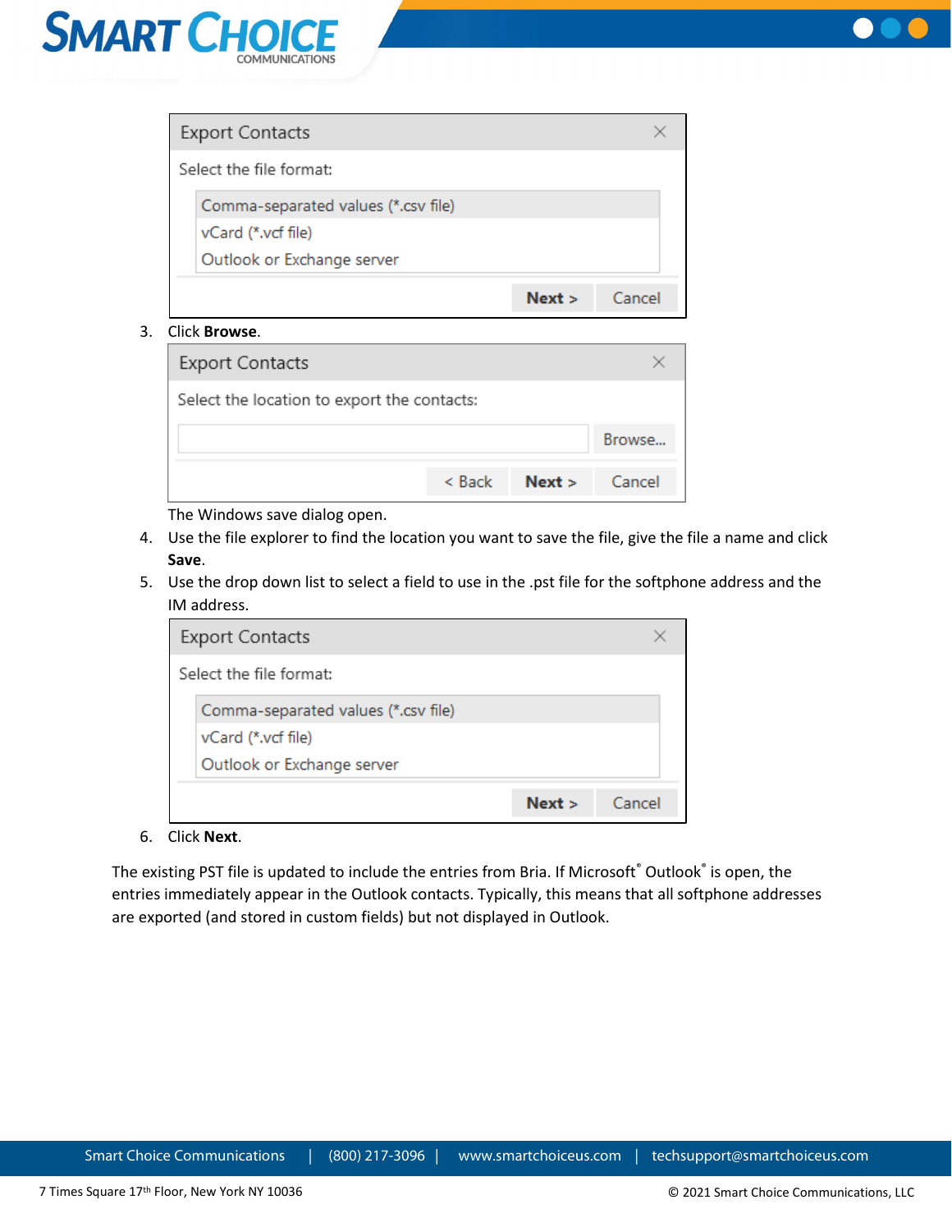Export Contacts

Select the file format:

Comma-separated values (*.csv file)
vCard (*.vcf file)
Outlook or Exchange server

Next > Cancel

3. Click **Browse**.

Export Contacts

Select the location to export the contacts:

Browse...

< Back Next > Cancel

The Windows save dialog open.

4. Use the file explorer to find the location you want to save the file, give the file a name and click **Save**.
5. Use the drop down list to select a field to use in the .pst file for the softphone address and the IM address.

Export Contacts

Select the file format:

Comma-separated values (*.csv file)
vCard (*.vcf file)
Outlook or Exchange server

Next > Cancel

6. Click **Next**.

The existing PST file is updated to include the entries from Bria. If Microsoft® Outlook® is open, the entries immediately appear in the Outlook contacts. Typically, this means that all softphone addresses are exported (and stored in custom fields) but not displayed in Outlook.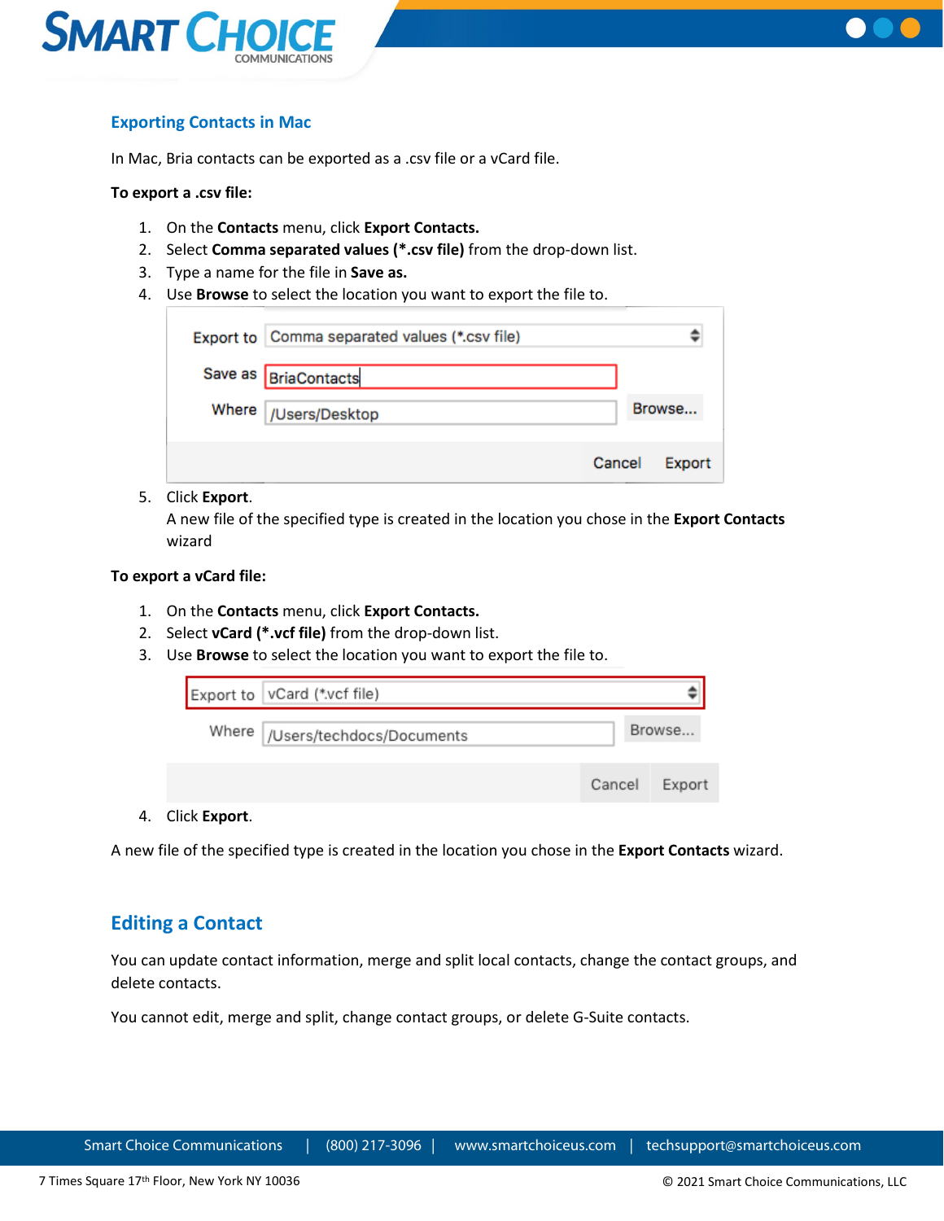## Exporting Contacts in Mac

In Mac, Bria contacts can be exported as a .csv file or a vCard file.

**To export a .csv file:**

1. On the **Contacts** menu, click **Export Contacts.**
2. Select **Comma separated values (*.csv file)** from the drop-down list.
3. Type a name for the file in **Save as.**
4. Use **Browse** to select the location you want to export the file to.
5. Click **Export**.
   A new file of the specified type is created in the location you chose in the **Export Contacts** wizard

**To export a vCard file:**

1. On the **Contacts** menu, click **Export Contacts.**
2. Select **vCard (*.vcf file)** from the drop-down list.
3. Use **Browse** to select the location you want to export the file to.
4. Click **Export**.

A new file of the specified type is created in the location you chose in the **Export Contacts** wizard.

## Editing a Contact

You can update contact information, merge and split local contacts, change the contact groups, and delete contacts.

You cannot edit, merge and split, change contact groups, or delete G-Suite contacts.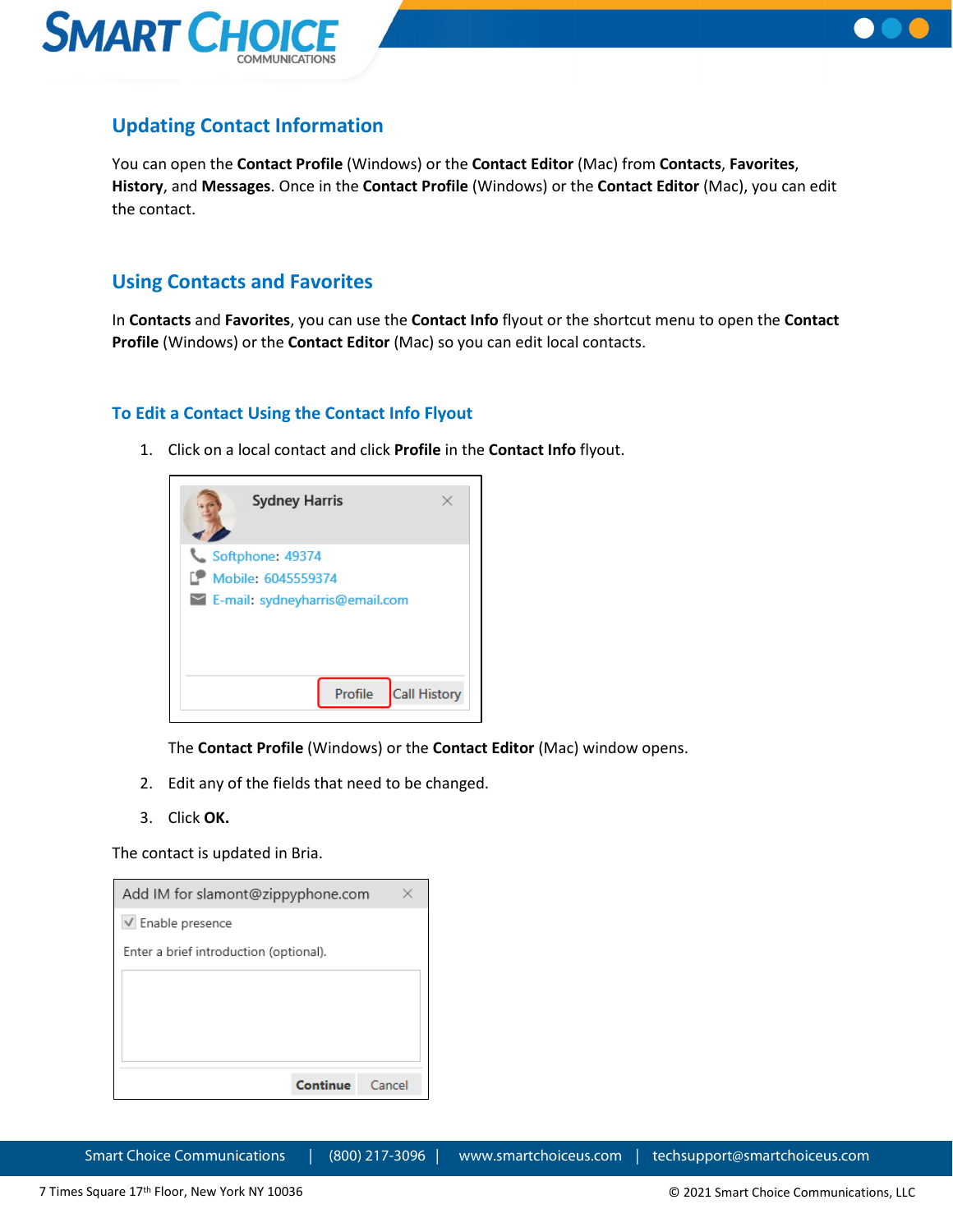## Updating Contact Information

You can open the **Contact Profile** (Windows) or the **Contact Editor** (Mac) from **Contacts**, **Favorites**, **History**, and **Messages**. Once in the **Contact Profile** (Windows) or the **Contact Editor** (Mac), you can edit the contact.

## Using Contacts and Favorites

In **Contacts** and **Favorites**, you can use the **Contact Info** flyout or the shortcut menu to open the **Contact Profile** (Windows) or the **Contact Editor** (Mac) so you can edit local contacts.

### To Edit a Contact Using the Contact Info Flyout

1. Click on a local contact and click **Profile** in the **Contact Info** flyout.

   The **Contact Profile** (Windows) or the **Contact Editor** (Mac) window opens.

2. Edit any of the fields that need to be changed.
3. Click **OK.**

The contact is updated in Bria.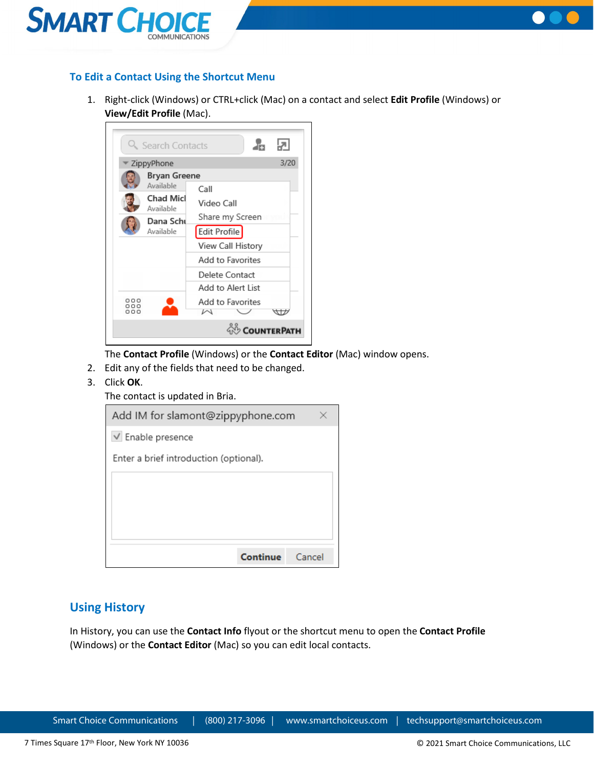## To Edit a Contact Using the Shortcut Menu

1. Right-click (Windows) or CTRL+click (Mac) on a contact and select **Edit Profile** (Windows) or **View/Edit Profile** (Mac).

   The **Contact Profile** (Windows) or the **Contact Editor** (Mac) window opens.
2. Edit any of the fields that need to be changed.
3. Click **OK**.

   The contact is updated in Bria.

## Using History

In History, you can use the **Contact Info** flyout or the shortcut menu to open the **Contact Profile** (Windows) or the **Contact Editor** (Mac) so you can edit local contacts.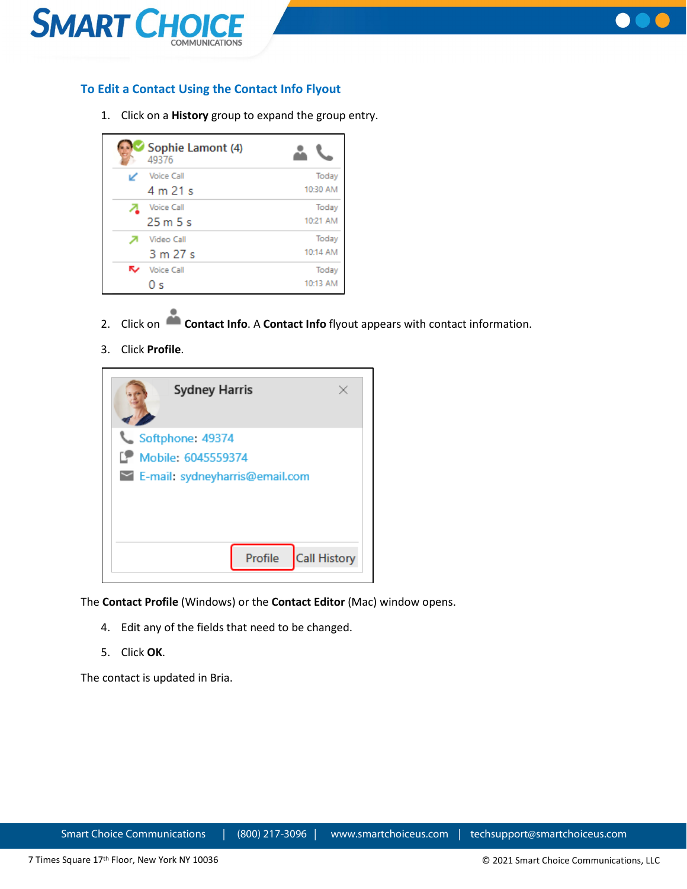### To Edit a Contact Using the Contact Info Flyout

1. Click on a **History** group to expand the group entry.

2. Click on **Contact Info**. A **Contact Info** flyout appears with contact information.
3. Click **Profile**.

The **Contact Profile** (Windows) or the **Contact Editor** (Mac) window opens.

4. Edit any of the fields that need to be changed.
5. Click **OK**.

The contact is updated in Bria.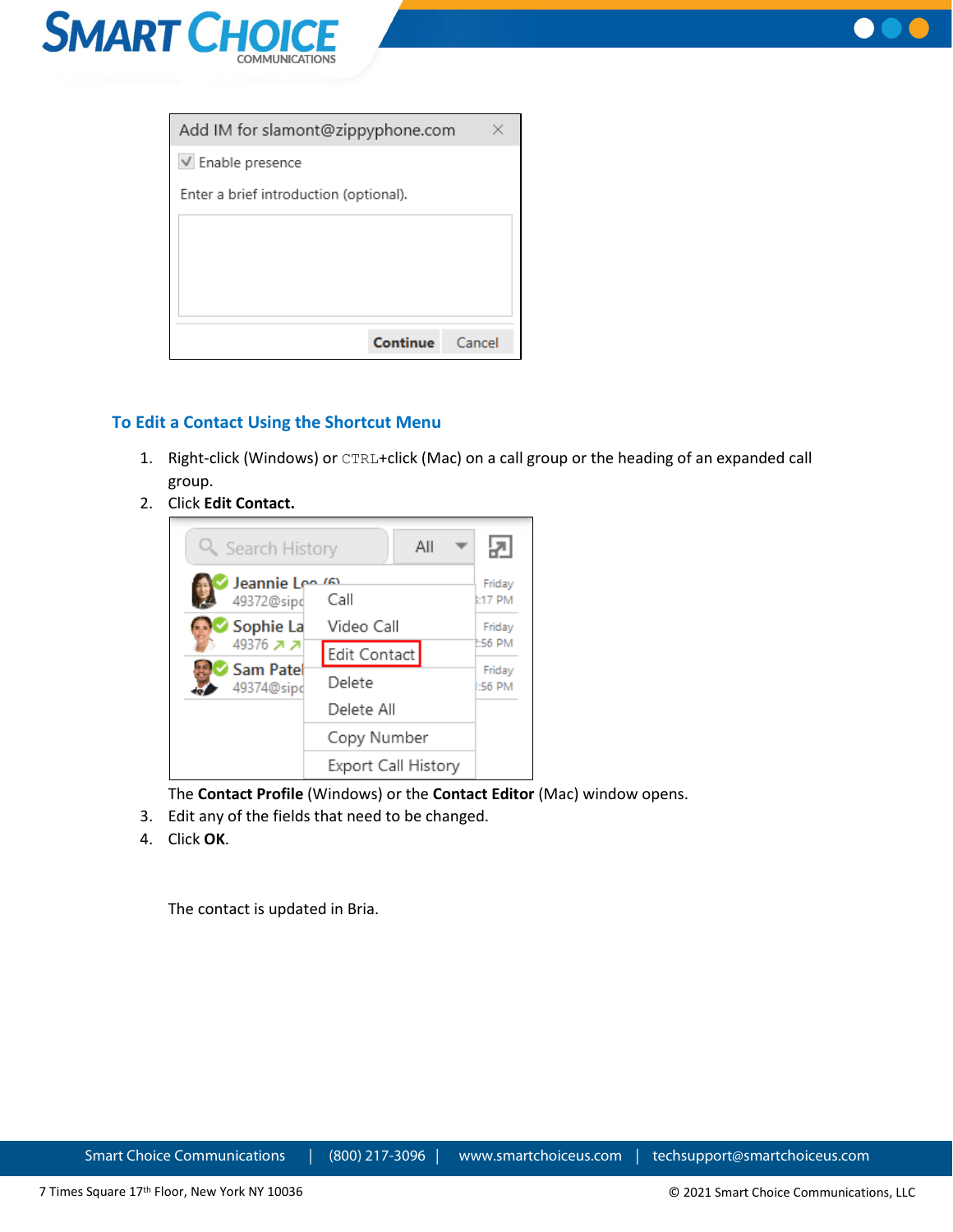## To Edit a Contact Using the Shortcut Menu

1. Right-click (Windows) or CTRL+click (Mac) on a call group or the heading of an expanded call group.
2. Click **Edit Contact.**

   The **Contact Profile** (Windows) or the **Contact Editor** (Mac) window opens.
3. Edit any of the fields that need to be changed.
4. Click **OK**.

   The contact is updated in Bria.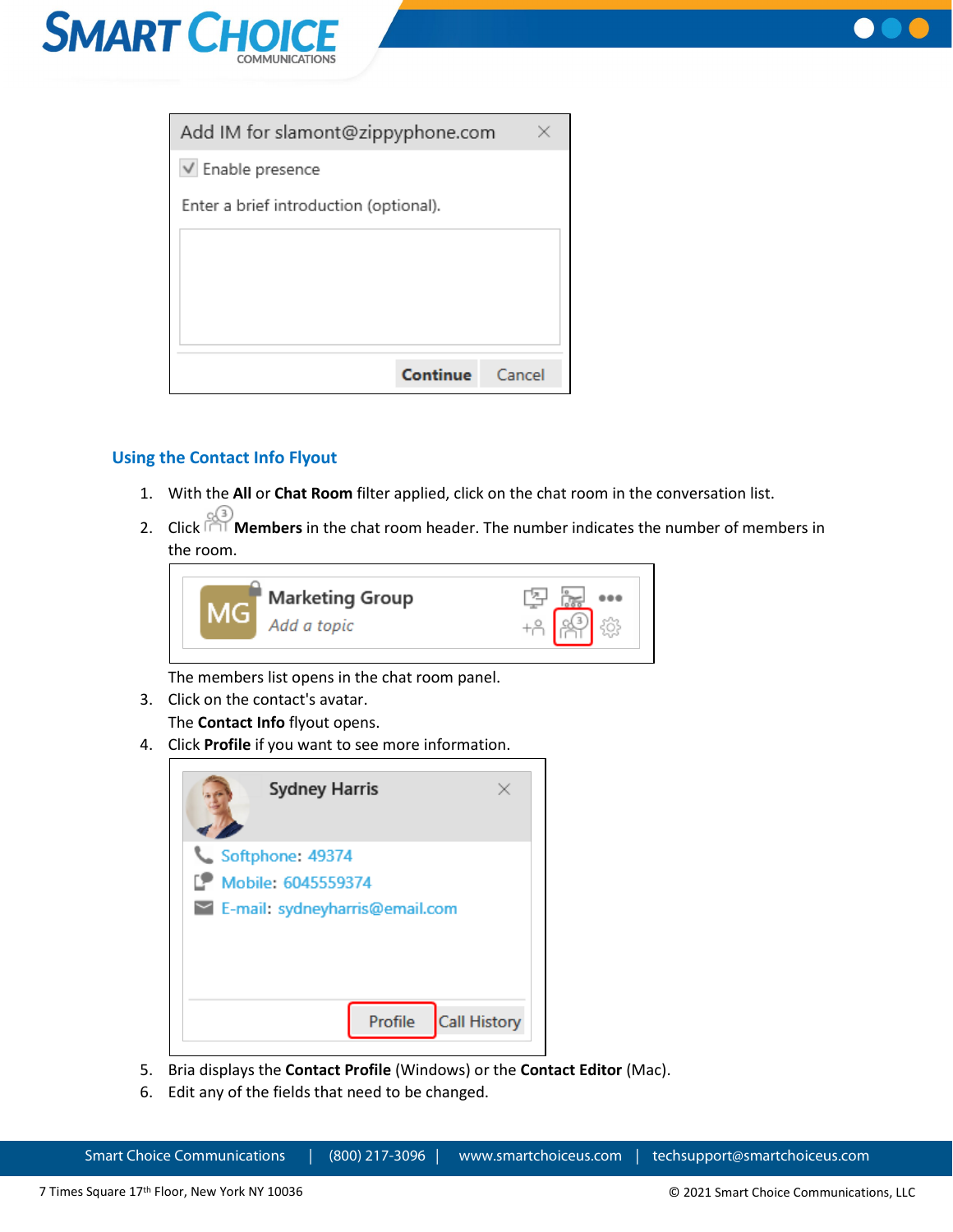Add IM for slamont@zippyphone.com

Enable presence

Enter a brief introduction (optional).

Continue Cancel

### Using the Contact Info Flyout

1. With the **All** or **Chat Room** filter applied, click on the chat room in the conversation list.
2. Click **Members** in the chat room header. The number indicates the number of members in the room.

   Marketing Group
   Add a topic

   The members list opens in the chat room panel.
3. Click on the contact's avatar.

   The **Contact Info** flyout opens.
4. Click **Profile** if you want to see more information.

   Sydney Harris
   Softphone: 49374
   Mobile: 6045559374
   E-mail: sydneyharris@email.com
   Profile Call History

5. Bria displays the **Contact Profile** (Windows) or the **Contact Editor** (Mac).
6. Edit any of the fields that need to be changed.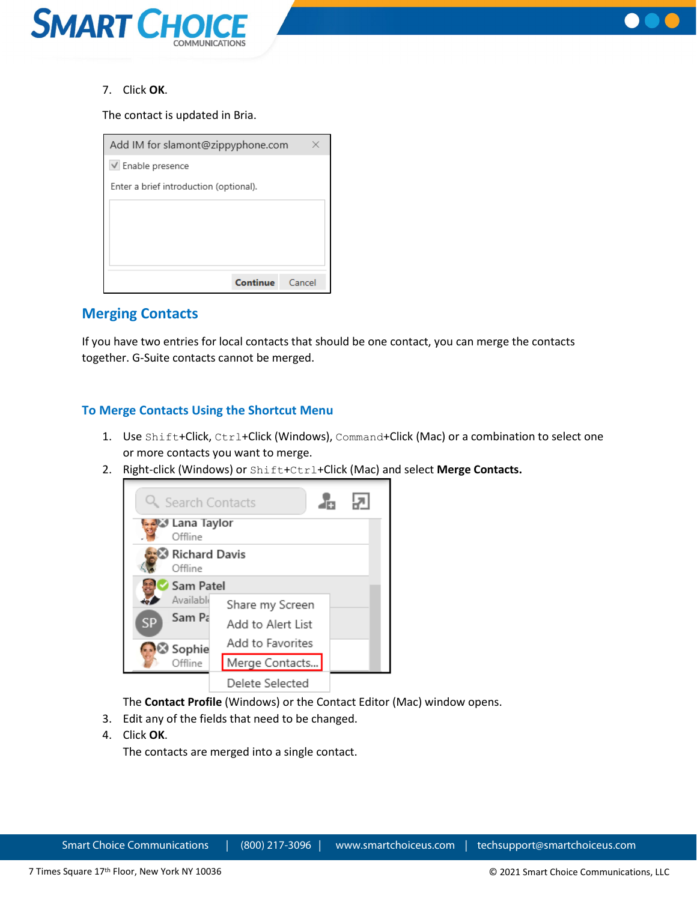7. Click **OK**.

The contact is updated in Bria.

## Merging Contacts

If you have two entries for local contacts that should be one contact, you can merge the contacts together. G-Suite contacts cannot be merged.

### To Merge Contacts Using the Shortcut Menu

1. Use `Shift`+Click, `Ctrl`+Click (Windows), `Command`+Click (Mac) or a combination to select one or more contacts you want to merge.
2. Right-click (Windows) or `Shift`+`Ctrl`+Click (Mac) and select **Merge Contacts.**

   The **Contact Profile** (Windows) or the Contact Editor (Mac) window opens.
3. Edit any of the fields that need to be changed.
4. Click **OK**.

   The contacts are merged into a single contact.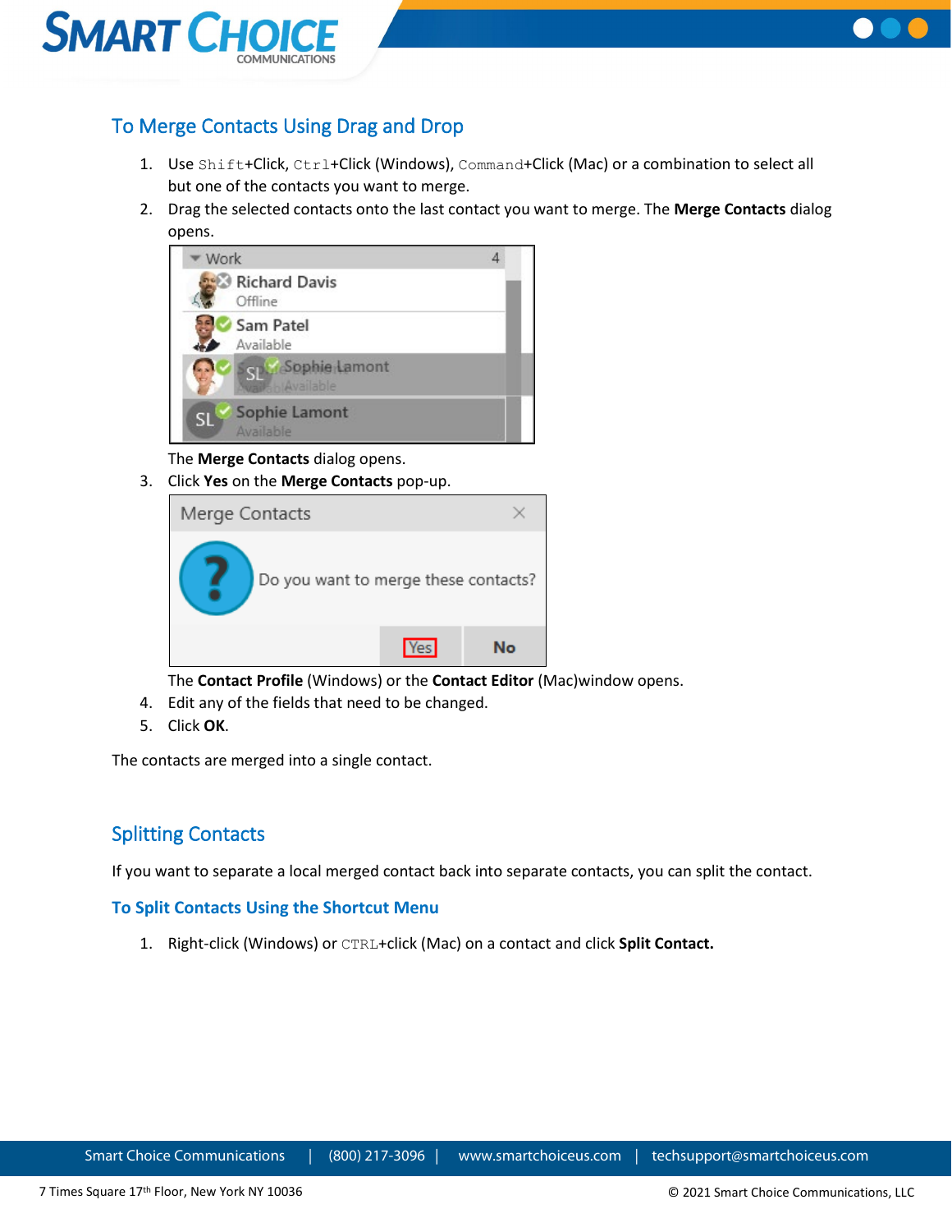## To Merge Contacts Using Drag and Drop

1. Use `Shift`+Click, `Ctrl`+Click (Windows), `Command`+Click (Mac) or a combination to select all but one of the contacts you want to merge.
2. Drag the selected contacts onto the last contact you want to merge. The **Merge Contacts** dialog opens.

   The **Merge Contacts** dialog opens.
3. Click **Yes** on the **Merge Contacts** pop-up.

   The **Contact Profile** (Windows) or the **Contact Editor** (Mac)window opens.
4. Edit any of the fields that need to be changed.
5. Click **OK**.

The contacts are merged into a single contact.

## Splitting Contacts

If you want to separate a local merged contact back into separate contacts, you can split the contact.

### To Split Contacts Using the Shortcut Menu

1. Right-click (Windows) or `CTRL`+click (Mac) on a contact and click **Split Contact.**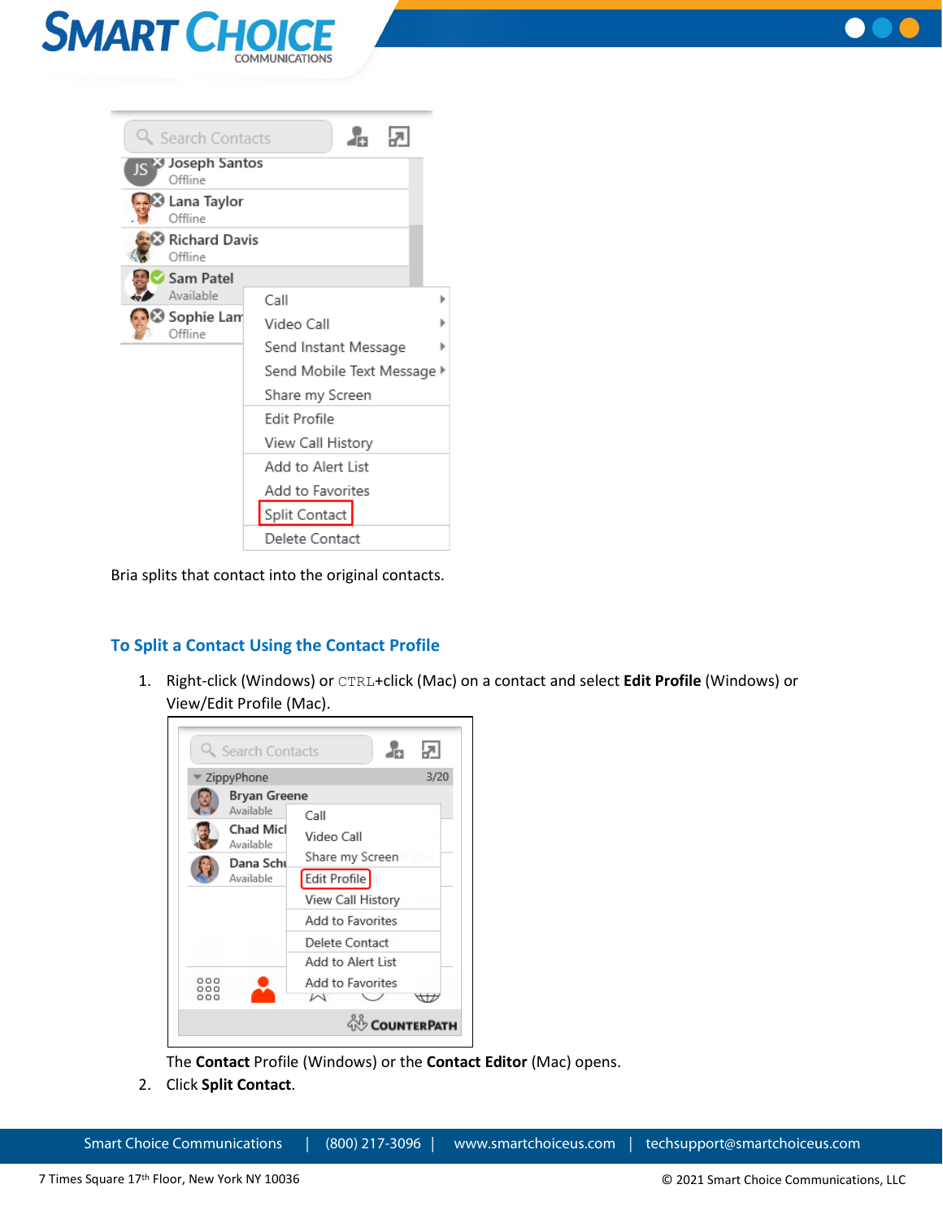Bria splits that contact into the original contacts.

### To Split a Contact Using the Contact Profile

1. Right-click (Windows) or `CTRL`+click (Mac) on a contact and select **Edit Profile** (Windows) or View/Edit Profile (Mac).

   The **Contact** Profile (Windows) or the **Contact Editor** (Mac) opens.

2. Click **Split Contact**.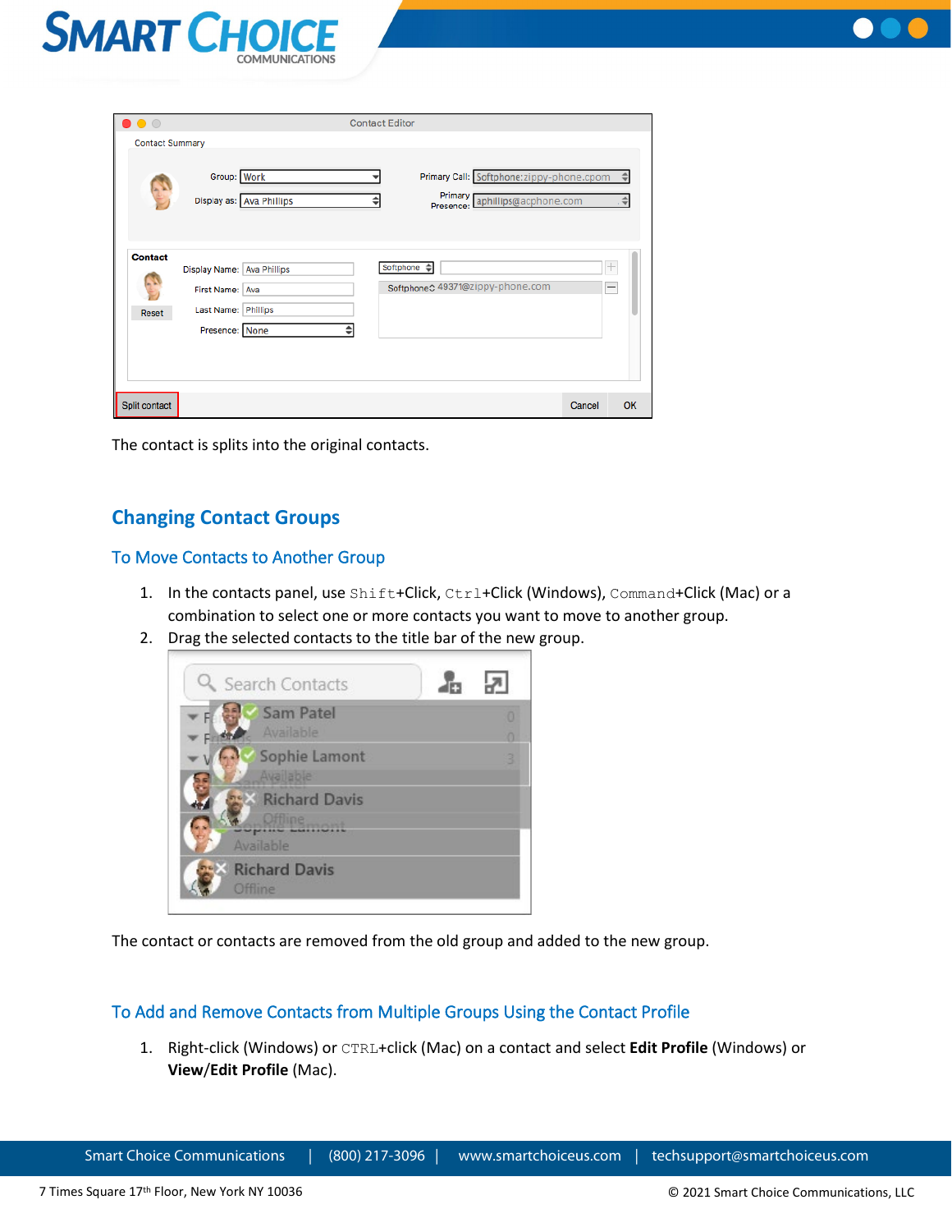The contact is splits into the original contacts.

## Changing Contact Groups

### To Move Contacts to Another Group

1. In the contacts panel, use `Shift`+Click, `Ctrl`+Click (Windows), `Command`+Click (Mac) or a combination to select one or more contacts you want to move to another group.
2. Drag the selected contacts to the title bar of the new group.

The contact or contacts are removed from the old group and added to the new group.

### To Add and Remove Contacts from Multiple Groups Using the Contact Profile

1. Right-click (Windows) or `CTRL`+click (Mac) on a contact and select **Edit Profile** (Windows) or **View/Edit Profile** (Mac).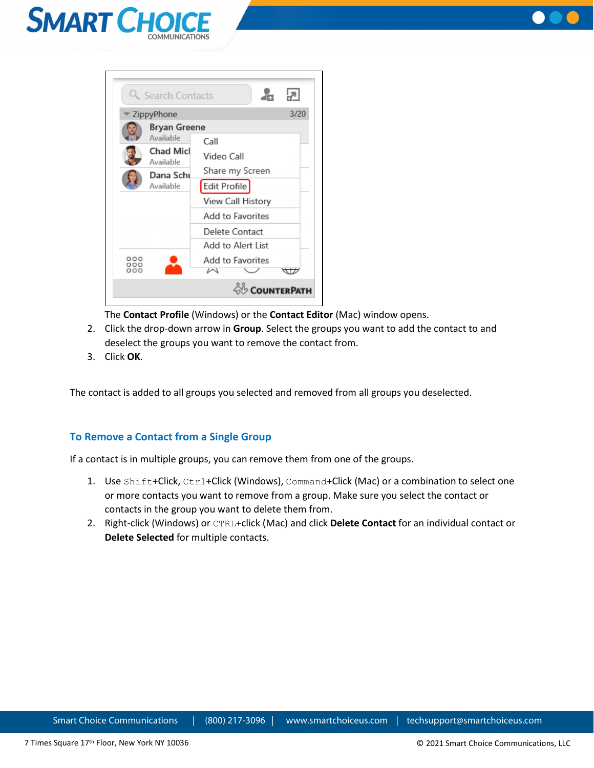The **Contact Profile** (Windows) or the **Contact Editor** (Mac) window opens.

2. Click the drop-down arrow in **Group**. Select the groups you want to add the contact to and deselect the groups you want to remove the contact from.
3. Click **OK**.

The contact is added to all groups you selected and removed from all groups you deselected.

### To Remove a Contact from a Single Group

If a contact is in multiple groups, you can remove them from one of the groups.

1. Use `Shift`+Click, `Ctrl`+Click (Windows), `Command`+Click (Mac) or a combination to select one or more contacts you want to remove from a group. Make sure you select the contact or contacts in the group you want to delete them from.
2. Right-click (Windows) or `CTRL`+click (Mac) and click **Delete Contact** for an individual contact or **Delete Selected** for multiple contacts.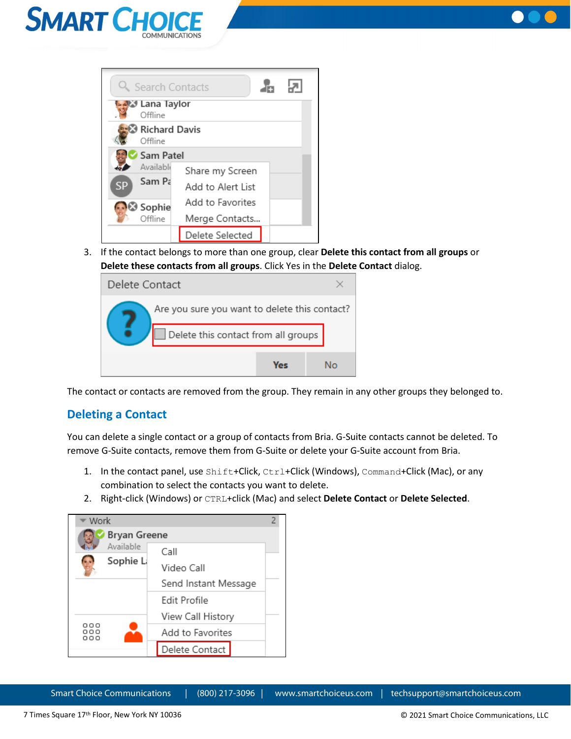3. If the contact belongs to more than one group, clear **Delete this contact from all groups** or **Delete these contacts from all groups**. Click Yes in the **Delete Contact** dialog.

The contact or contacts are removed from the group. They remain in any other groups they belonged to.

## Deleting a Contact

You can delete a single contact or a group of contacts from Bria. G-Suite contacts cannot be deleted. To remove G-Suite contacts, remove them from G-Suite or delete your G-Suite account from Bria.

1. In the contact panel, use `Shift`+Click, `Ctrl`+Click (Windows), `Command`+Click (Mac), or any combination to select the contacts you want to delete.
2. Right-click (Windows) or `CTRL`+click (Mac) and select **Delete Contact** or **Delete Selected**.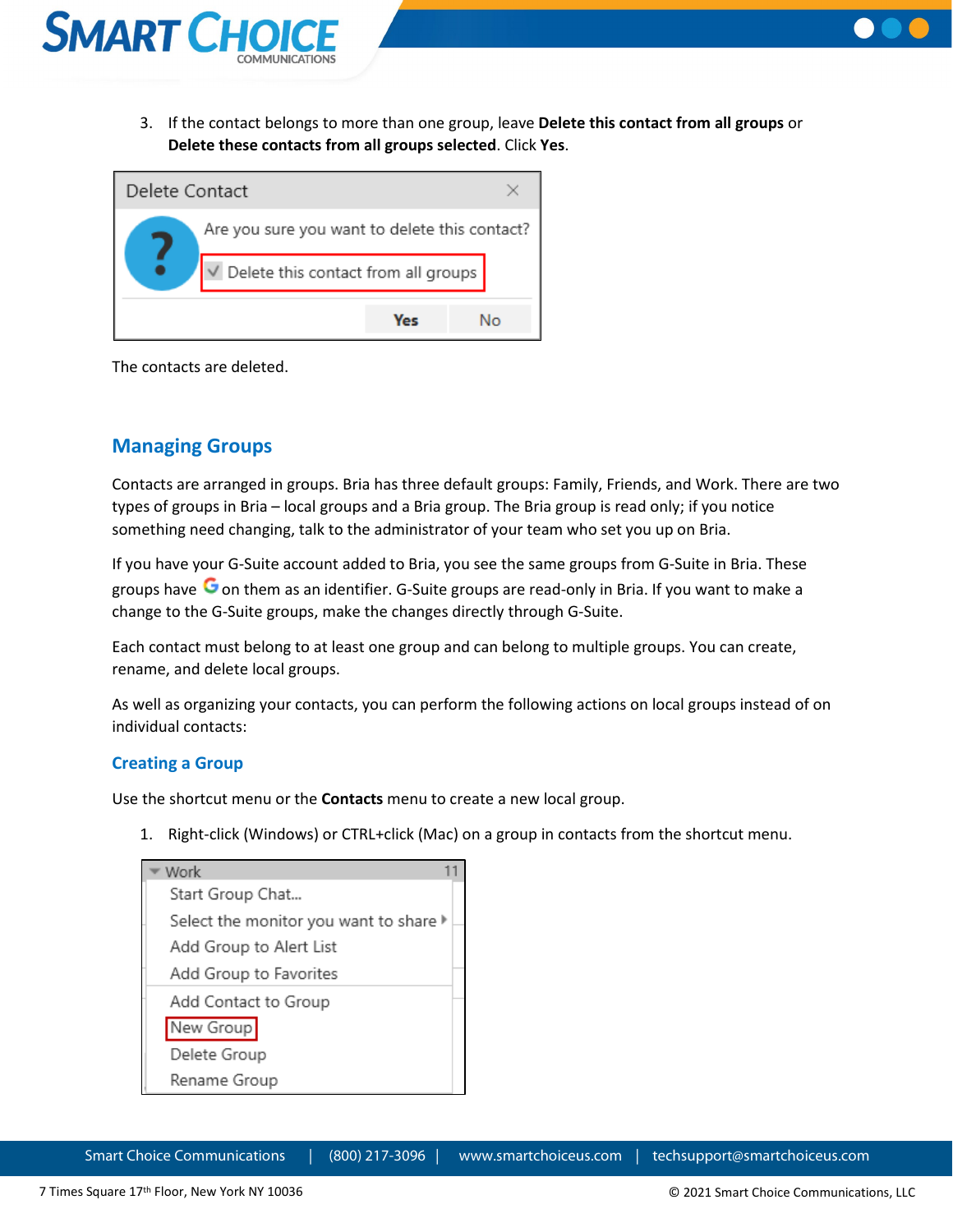3. If the contact belongs to more than one group, leave **Delete this contact from all groups** or **Delete these contacts from all groups selected**. Click **Yes**.

The contacts are deleted.

## Managing Groups

Contacts are arranged in groups. Bria has three default groups: Family, Friends, and Work. There are two types of groups in Bria – local groups and a Bria group. The Bria group is read only; if you notice something need changing, talk to the administrator of your team who set you up on Bria.

If you have your G-Suite account added to Bria, you see the same groups from G-Suite in Bria. These groups have G on them as an identifier. G-Suite groups are read-only in Bria. If you want to make a change to the G-Suite groups, make the changes directly through G-Suite.

Each contact must belong to at least one group and can belong to multiple groups. You can create, rename, and delete local groups.

As well as organizing your contacts, you can perform the following actions on local groups instead of on individual contacts:

### Creating a Group

Use the shortcut menu or the **Contacts** menu to create a new local group.

1. Right-click (Windows) or CTRL+click (Mac) on a group in contacts from the shortcut menu.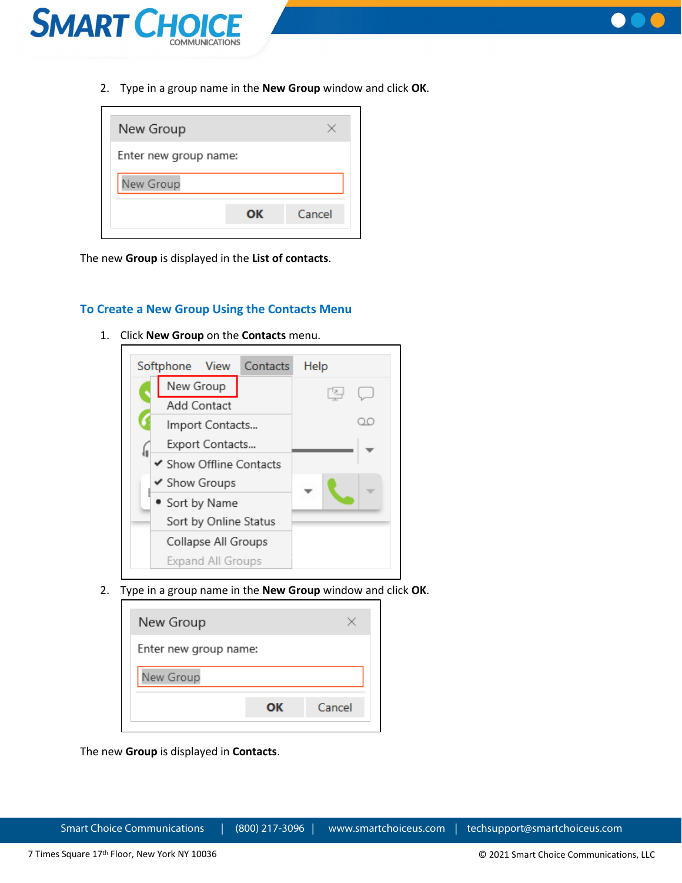2. Type in a group name in the **New Group** window and click **OK**.

The new **Group** is displayed in the **List of contacts**.

### To Create a New Group Using the Contacts Menu

1. Click **New Group** on the **Contacts** menu.

2. Type in a group name in the **New Group** window and click **OK**.

The new **Group** is displayed in **Contacts**.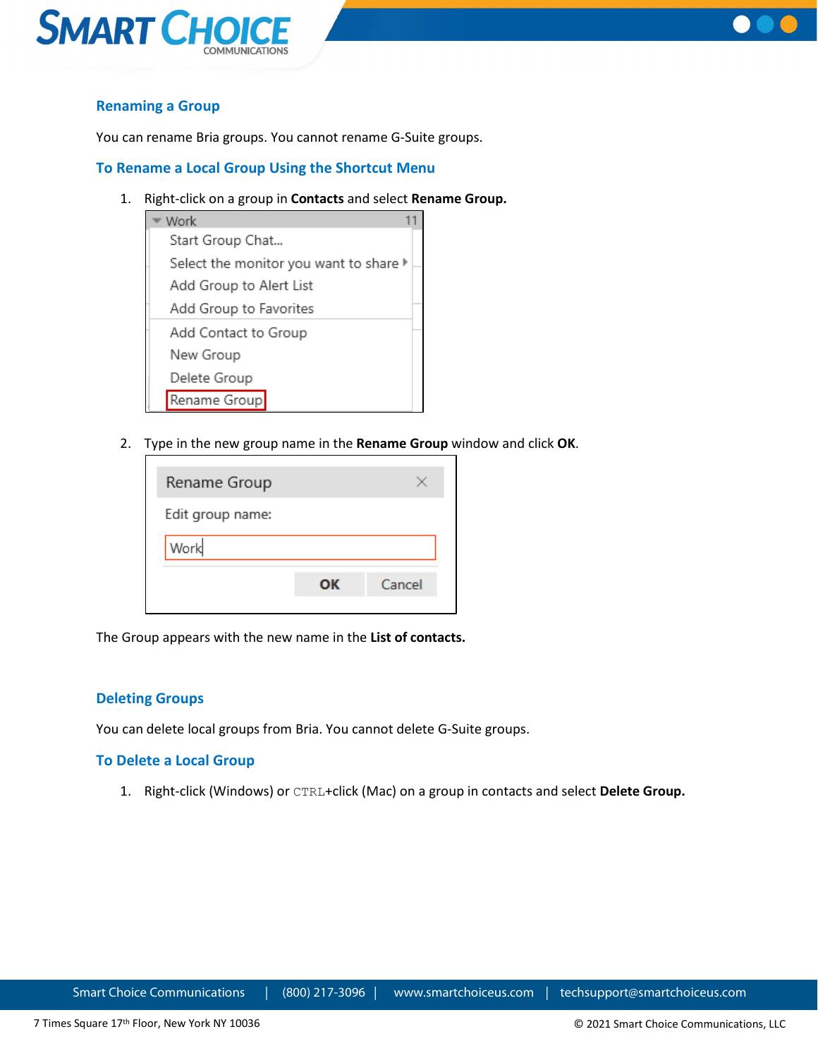## Renaming a Group

You can rename Bria groups. You cannot rename G-Suite groups.

### To Rename a Local Group Using the Shortcut Menu

1. Right-click on a group in **Contacts** and select **Rename Group.**

2. Type in the new group name in the **Rename Group** window and click **OK**.

The Group appears with the new name in the **List of contacts.**

## Deleting Groups

You can delete local groups from Bria. You cannot delete G-Suite groups.

### To Delete a Local Group

1. Right-click (Windows) or `CTRL`+click (Mac) on a group in contacts and select **Delete Group.**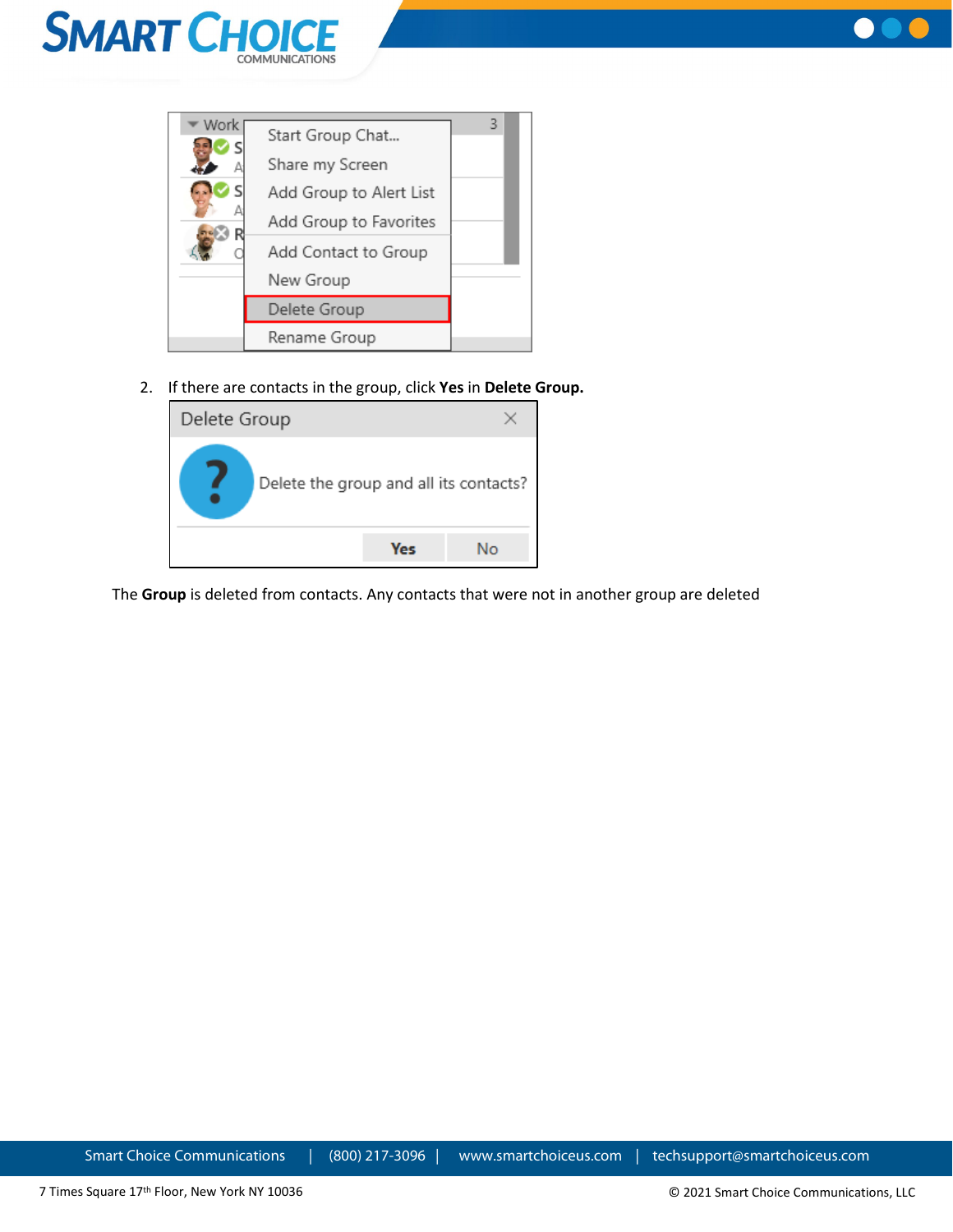2. If there are contacts in the group, click **Yes** in **Delete Group.**

The **Group** is deleted from contacts. Any contacts that were not in another group are deleted